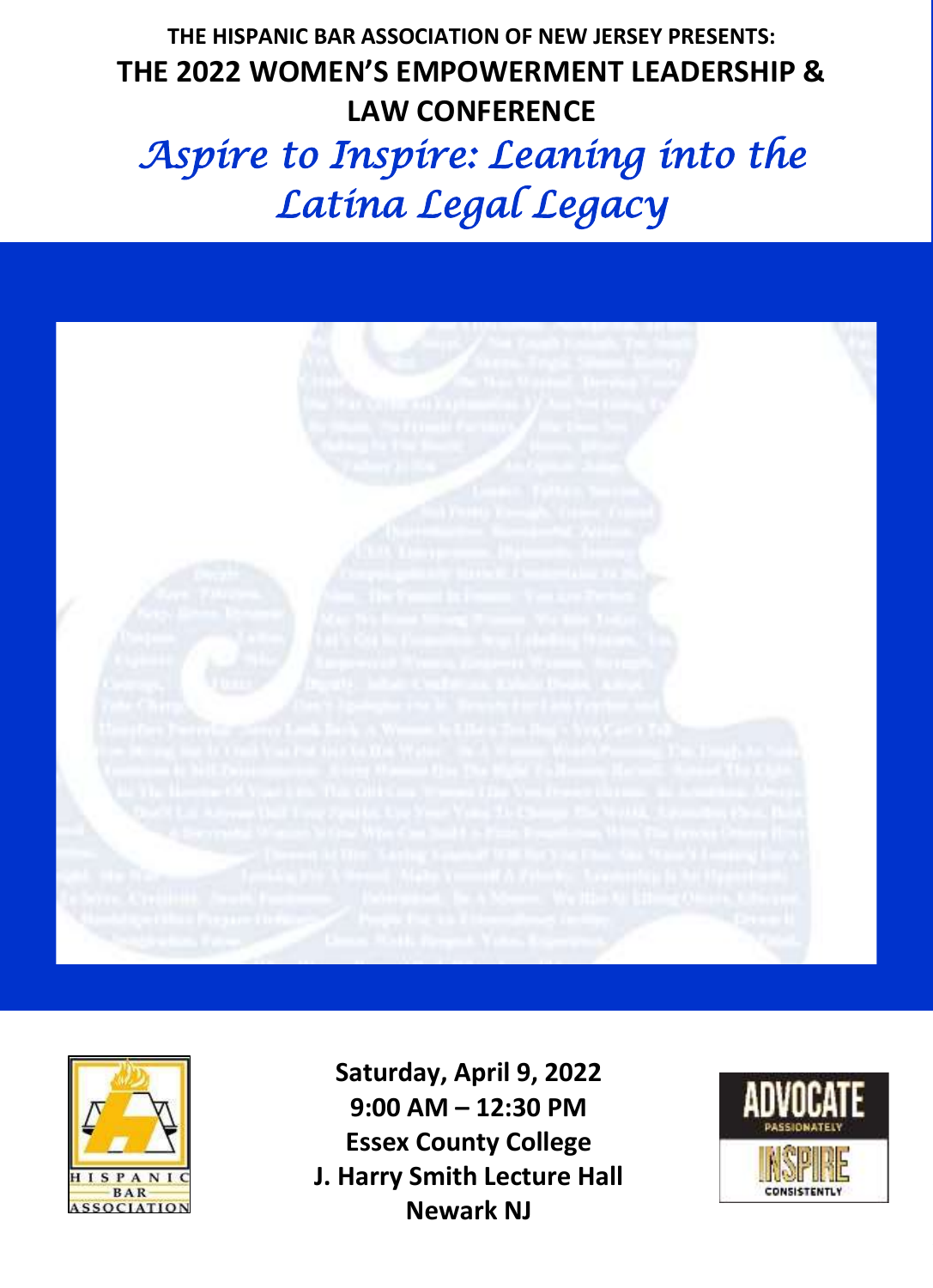**THE HISPANIC BAR ASSOCIATION OF NEW JERSEY PRESENTS:**

# THE 2022 WOMEN'S EMPOWERMENT LEADERSHIP & LAW CONFERENCE

## *Aspire to Inspire: Leaning into the Latina Legal Legacy*

**Saturday, April 9, 2022**
**9:00 AM – 12:30 PM**
**Essex County College**
**J. Harry Smith Lecture Hall**
**Newark NJ**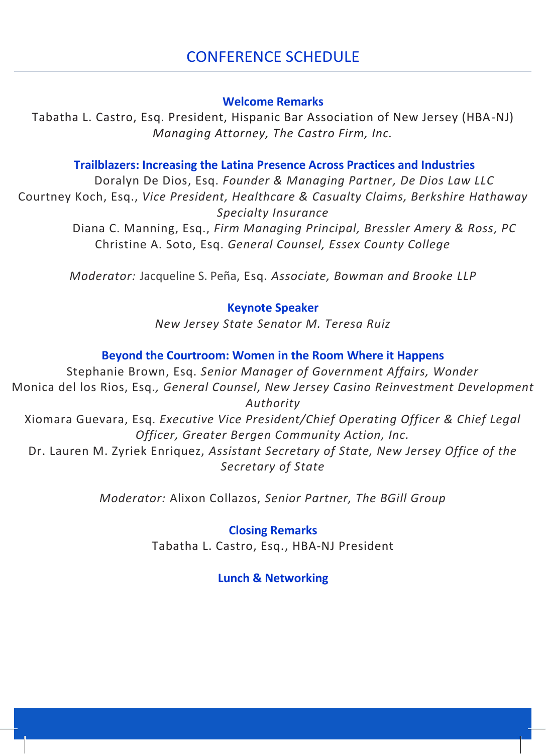# CONFERENCE SCHEDULE

**Welcome Remarks**

Tabatha L. Castro, Esq. President, Hispanic Bar Association of New Jersey (HBA-NJ)
*Managing Attorney, The Castro Firm, Inc.*

**Trailblazers: Increasing the Latina Presence Across Practices and Industries**

Doralyn De Dios, Esq. *Founder & Managing Partner, De Dios Law LLC*
Courtney Koch, Esq., *Vice President, Healthcare & Casualty Claims, Berkshire Hathaway Specialty Insurance*
Diana C. Manning, Esq., *Firm Managing Principal, Bressler Amery & Ross, PC*
Christine A. Soto, Esq. *General Counsel, Essex County College*

*Moderator:* Jacqueline S. Peña, Esq. *Associate, Bowman and Brooke LLP*

**Keynote Speaker**

*New Jersey State Senator M. Teresa Ruiz*

**Beyond the Courtroom: Women in the Room Where it Happens**

Stephanie Brown, Esq. *Senior Manager of Government Affairs, Wonder*
Monica del los Rios, Esq.*, General Counsel, New Jersey Casino Reinvestment Development Authority*
Xiomara Guevara, Esq. *Executive Vice President/Chief Operating Officer & Chief Legal Officer, Greater Bergen Community Action, Inc.*
Dr. Lauren M. Zyriek Enriquez, *Assistant Secretary of State, New Jersey Office of the Secretary of State*

*Moderator:* Alixon Collazos, *Senior Partner, The BGill Group*

**Closing Remarks**

Tabatha L. Castro, Esq., HBA-NJ President

**Lunch & Networking**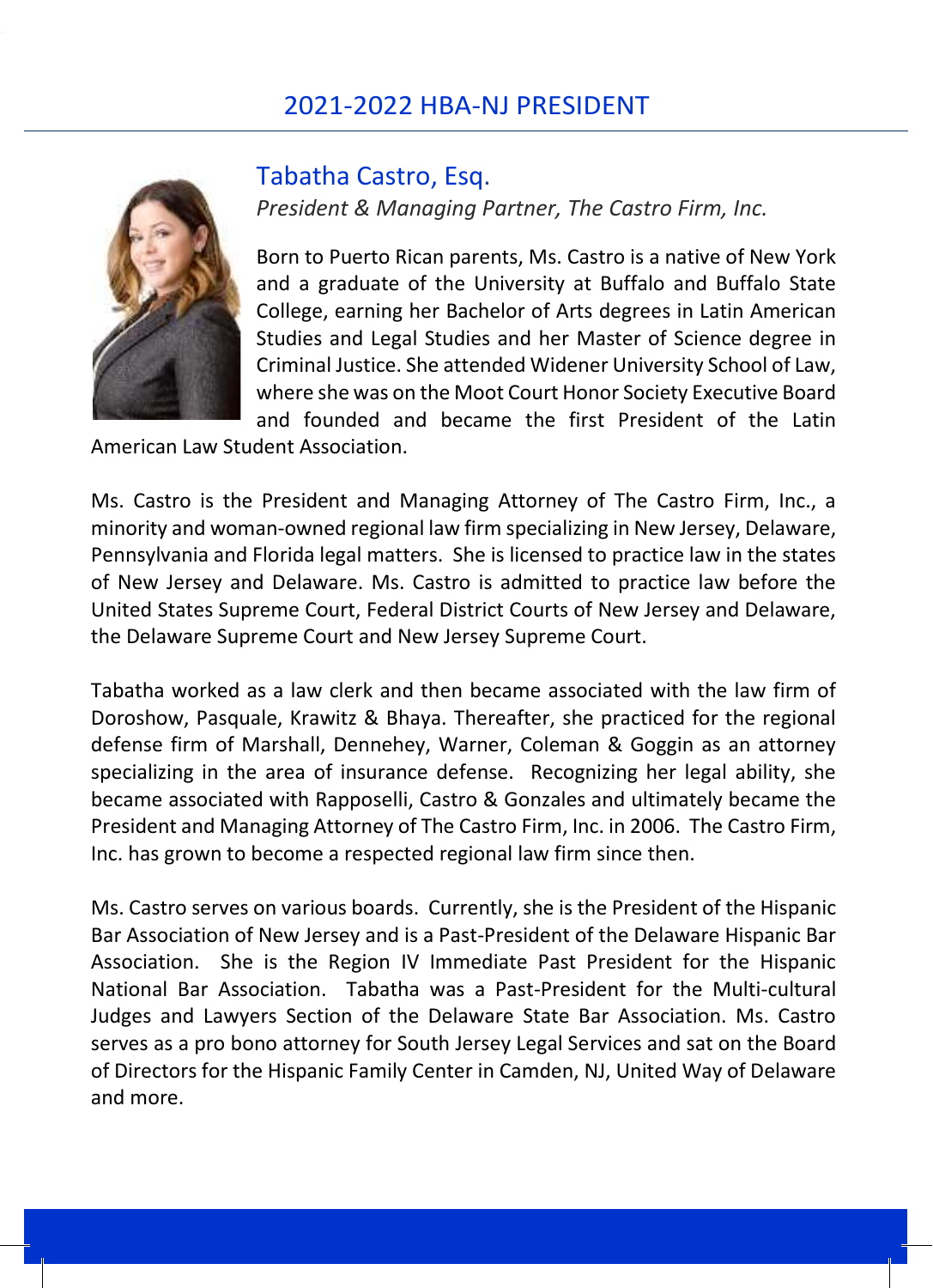# 2021-2022 HBA-NJ PRESIDENT

## Tabatha Castro, Esq.

*President & Managing Partner, The Castro Firm, Inc.*

Born to Puerto Rican parents, Ms. Castro is a native of New York and a graduate of the University at Buffalo and Buffalo State College, earning her Bachelor of Arts degrees in Latin American Studies and Legal Studies and her Master of Science degree in Criminal Justice. She attended Widener University School of Law, where she was on the Moot Court Honor Society Executive Board and founded and became the first President of the Latin American Law Student Association.

Ms. Castro is the President and Managing Attorney of The Castro Firm, Inc., a minority and woman-owned regional law firm specializing in New Jersey, Delaware, Pennsylvania and Florida legal matters. She is licensed to practice law in the states of New Jersey and Delaware. Ms. Castro is admitted to practice law before the United States Supreme Court, Federal District Courts of New Jersey and Delaware, the Delaware Supreme Court and New Jersey Supreme Court.

Tabatha worked as a law clerk and then became associated with the law firm of Doroshow, Pasquale, Krawitz & Bhaya. Thereafter, she practiced for the regional defense firm of Marshall, Dennehey, Warner, Coleman & Goggin as an attorney specializing in the area of insurance defense. Recognizing her legal ability, she became associated with Rapposelli, Castro & Gonzales and ultimately became the President and Managing Attorney of The Castro Firm, Inc. in 2006. The Castro Firm, Inc. has grown to become a respected regional law firm since then.

Ms. Castro serves on various boards. Currently, she is the President of the Hispanic Bar Association of New Jersey and is a Past-President of the Delaware Hispanic Bar Association. She is the Region IV Immediate Past President for the Hispanic National Bar Association. Tabatha was a Past-President for the Multi-cultural Judges and Lawyers Section of the Delaware State Bar Association. Ms. Castro serves as a pro bono attorney for South Jersey Legal Services and sat on the Board of Directors for the Hispanic Family Center in Camden, NJ, United Way of Delaware and more.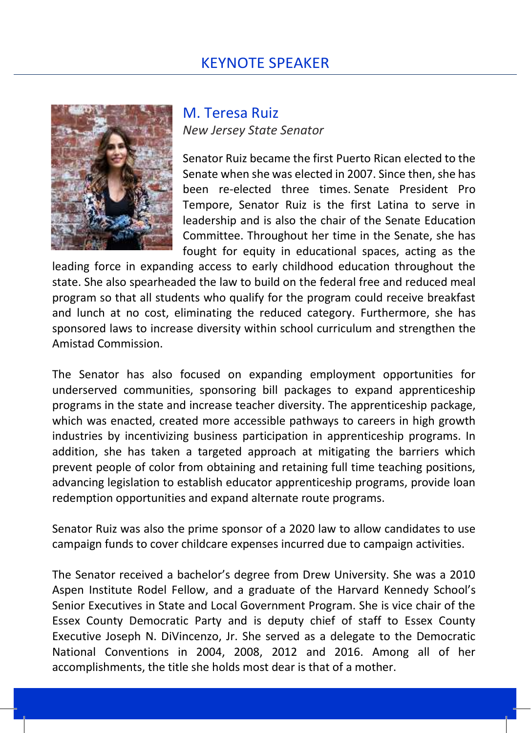# KEYNOTE SPEAKER

## M. Teresa Ruiz

*New Jersey State Senator*

Senator Ruiz became the first Puerto Rican elected to the Senate when she was elected in 2007. Since then, she has been re-elected three times. Senate President Pro Tempore, Senator Ruiz is the first Latina to serve in leadership and is also the chair of the Senate Education Committee. Throughout her time in the Senate, she has fought for equity in educational spaces, acting as the leading force in expanding access to early childhood education throughout the state. She also spearheaded the law to build on the federal free and reduced meal program so that all students who qualify for the program could receive breakfast and lunch at no cost, eliminating the reduced category. Furthermore, she has sponsored laws to increase diversity within school curriculum and strengthen the Amistad Commission.

The Senator has also focused on expanding employment opportunities for underserved communities, sponsoring bill packages to expand apprenticeship programs in the state and increase teacher diversity. The apprenticeship package, which was enacted, created more accessible pathways to careers in high growth industries by incentivizing business participation in apprenticeship programs. In addition, she has taken a targeted approach at mitigating the barriers which prevent people of color from obtaining and retaining full time teaching positions, advancing legislation to establish educator apprenticeship programs, provide loan redemption opportunities and expand alternate route programs.

Senator Ruiz was also the prime sponsor of a 2020 law to allow candidates to use campaign funds to cover childcare expenses incurred due to campaign activities.

The Senator received a bachelor's degree from Drew University. She was a 2010 Aspen Institute Rodel Fellow, and a graduate of the Harvard Kennedy School's Senior Executives in State and Local Government Program. She is vice chair of the Essex County Democratic Party and is deputy chief of staff to Essex County Executive Joseph N. DiVincenzo, Jr. She served as a delegate to the Democratic National Conventions in 2004, 2008, 2012 and 2016. Among all of her accomplishments, the title she holds most dear is that of a mother.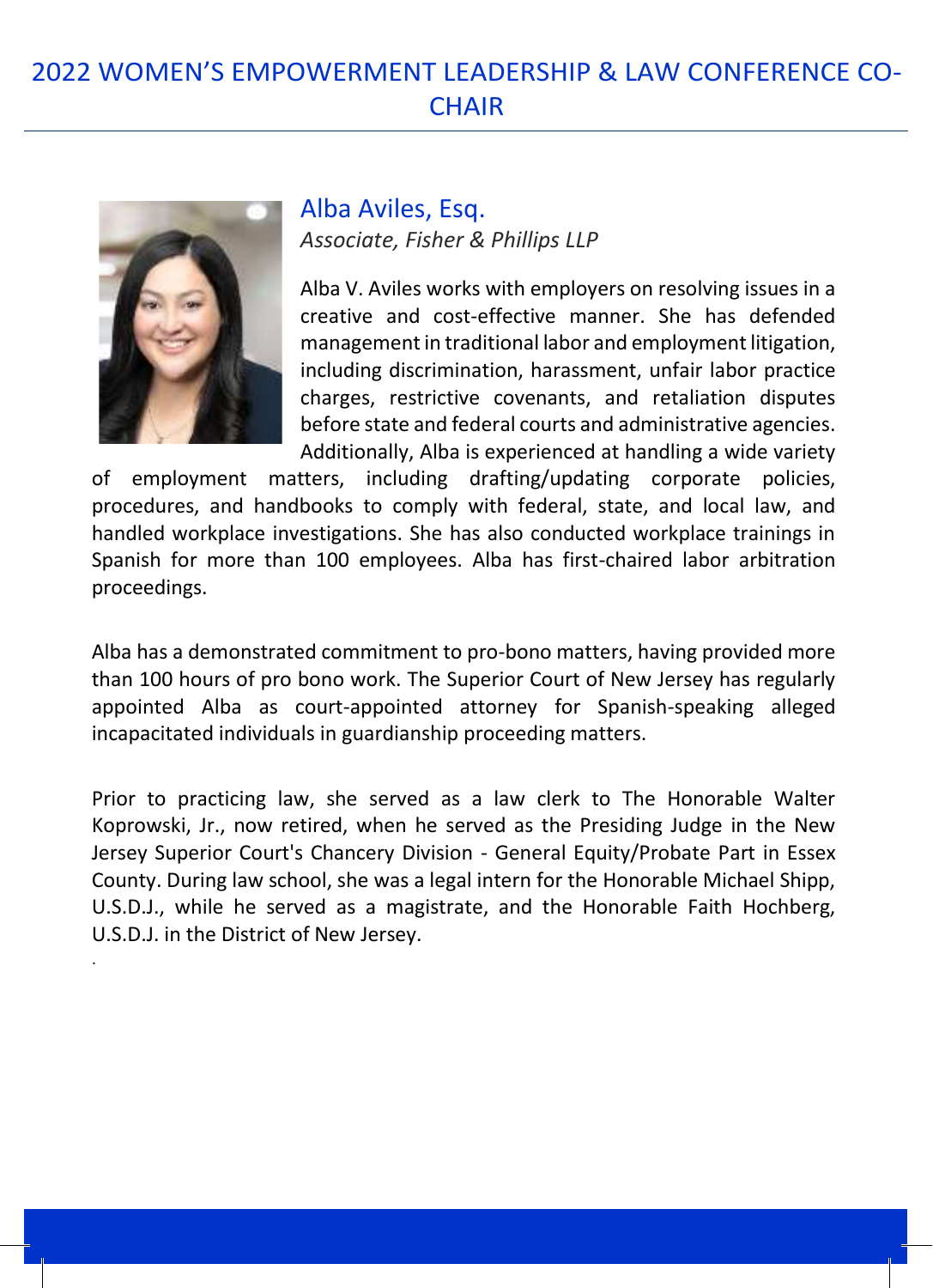# 2022 WOMEN'S EMPOWERMENT LEADERSHIP & LAW CONFERENCE CO-CHAIR

## Alba Aviles, Esq.

*Associate, Fisher & Phillips LLP*

Alba V. Aviles works with employers on resolving issues in a creative and cost-effective manner. She has defended management in traditional labor and employment litigation, including discrimination, harassment, unfair labor practice charges, restrictive covenants, and retaliation disputes before state and federal courts and administrative agencies. Additionally, Alba is experienced at handling a wide variety of employment matters, including drafting/updating corporate policies, procedures, and handbooks to comply with federal, state, and local law, and handled workplace investigations. She has also conducted workplace trainings in Spanish for more than 100 employees. Alba has first-chaired labor arbitration proceedings.

Alba has a demonstrated commitment to pro-bono matters, having provided more than 100 hours of pro bono work. The Superior Court of New Jersey has regularly appointed Alba as court-appointed attorney for Spanish-speaking alleged incapacitated individuals in guardianship proceeding matters.

Prior to practicing law, she served as a law clerk to The Honorable Walter Koprowski, Jr., now retired, when he served as the Presiding Judge in the New Jersey Superior Court's Chancery Division - General Equity/Probate Part in Essex County. During law school, she was a legal intern for the Honorable Michael Shipp, U.S.D.J., while he served as a magistrate, and the Honorable Faith Hochberg, U.S.D.J. in the District of New Jersey.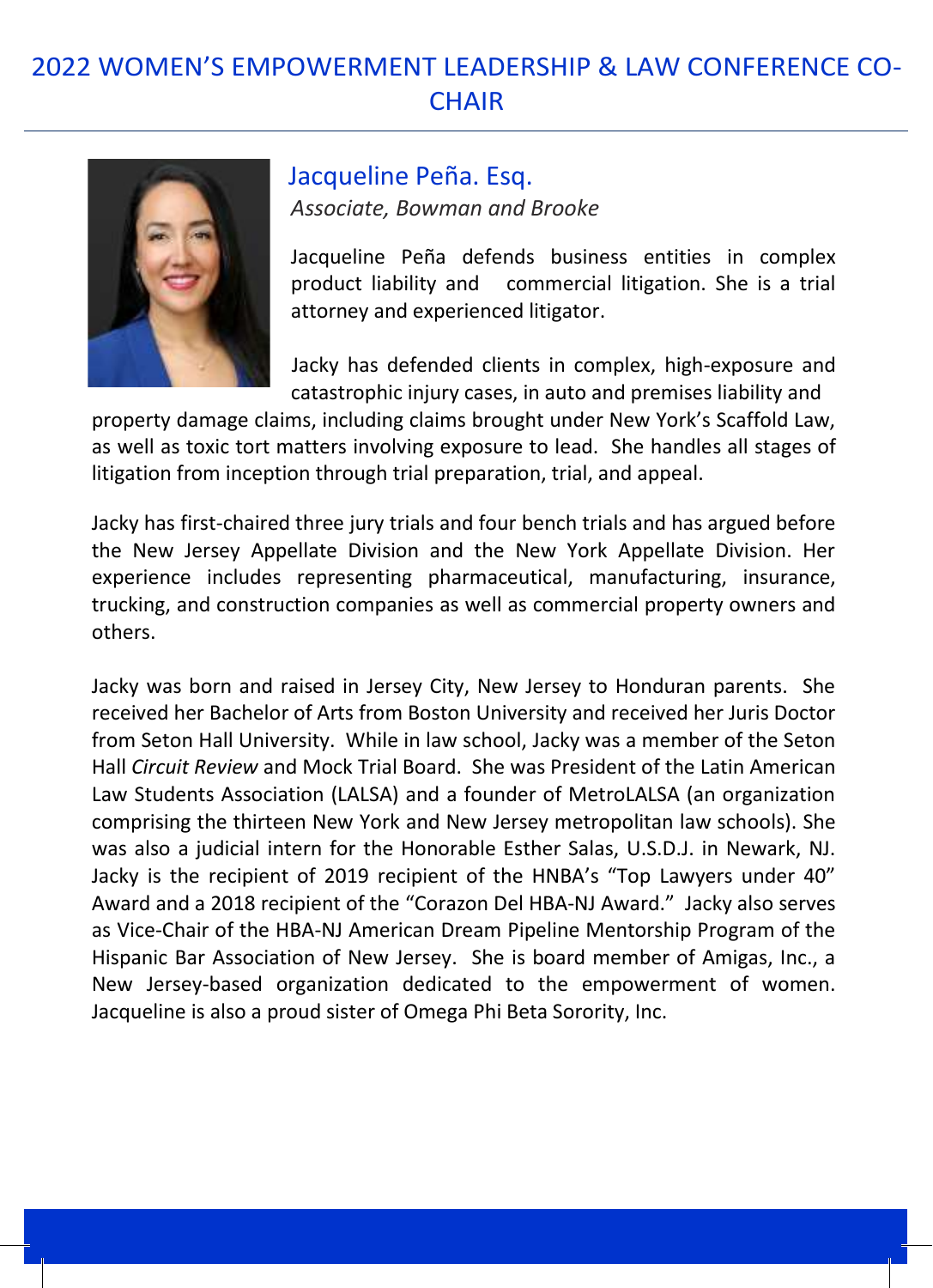# 2022 WOMEN'S EMPOWERMENT LEADERSHIP & LAW CONFERENCE CO-CHAIR

## Jacqueline Peña. Esq.

*Associate, Bowman and Brooke*

Jacqueline Peña defends business entities in complex product liability and commercial litigation. She is a trial attorney and experienced litigator.

Jacky has defended clients in complex, high-exposure and catastrophic injury cases, in auto and premises liability and property damage claims, including claims brought under New York's Scaffold Law, as well as toxic tort matters involving exposure to lead. She handles all stages of litigation from inception through trial preparation, trial, and appeal.

Jacky has first-chaired three jury trials and four bench trials and has argued before the New Jersey Appellate Division and the New York Appellate Division. Her experience includes representing pharmaceutical, manufacturing, insurance, trucking, and construction companies as well as commercial property owners and others.

Jacky was born and raised in Jersey City, New Jersey to Honduran parents. She received her Bachelor of Arts from Boston University and received her Juris Doctor from Seton Hall University. While in law school, Jacky was a member of the Seton Hall *Circuit Review* and Mock Trial Board. She was President of the Latin American Law Students Association (LALSA) and a founder of MetroLALSA (an organization comprising the thirteen New York and New Jersey metropolitan law schools). She was also a judicial intern for the Honorable Esther Salas, U.S.D.J. in Newark, NJ. Jacky is the recipient of 2019 recipient of the HNBA's "Top Lawyers under 40" Award and a 2018 recipient of the "Corazon Del HBA-NJ Award." Jacky also serves as Vice-Chair of the HBA-NJ American Dream Pipeline Mentorship Program of the Hispanic Bar Association of New Jersey. She is board member of Amigas, Inc., a New Jersey-based organization dedicated to the empowerment of women. Jacqueline is also a proud sister of Omega Phi Beta Sorority, Inc.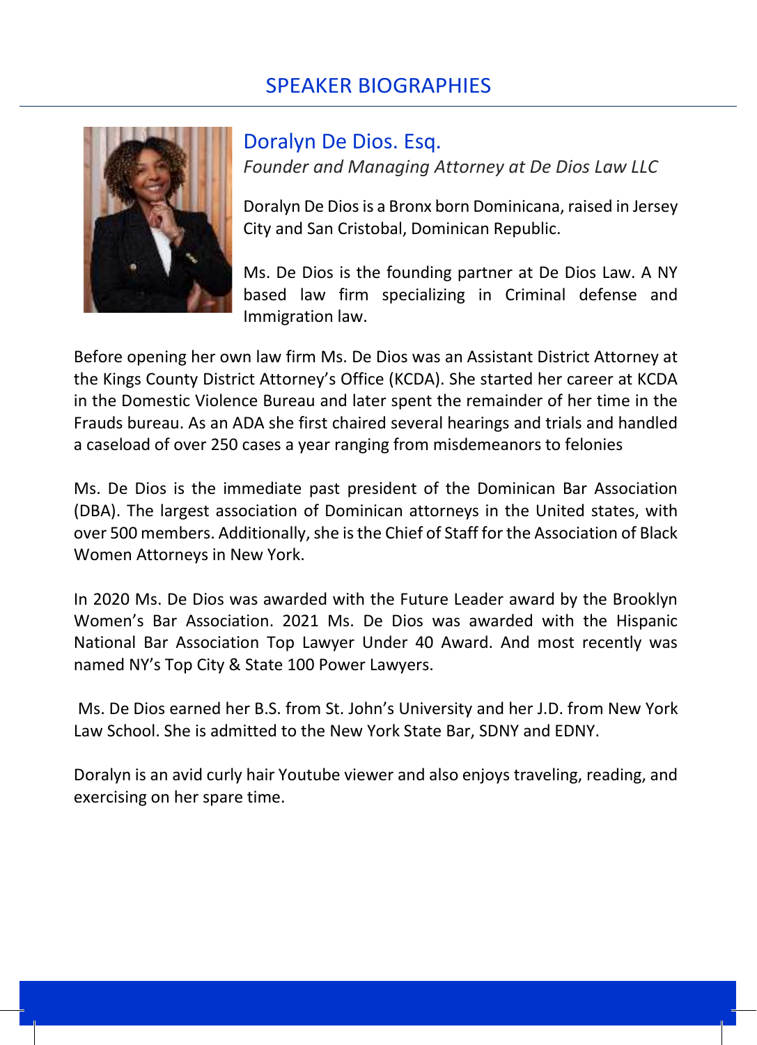# SPEAKER BIOGRAPHIES

## Doralyn De Dios. Esq.

*Founder and Managing Attorney at De Dios Law LLC*

Doralyn De Dios is a Bronx born Dominicana, raised in Jersey City and San Cristobal, Dominican Republic.

Ms. De Dios is the founding partner at De Dios Law. A NY based law firm specializing in Criminal defense and Immigration law.

Before opening her own law firm Ms. De Dios was an Assistant District Attorney at the Kings County District Attorney's Office (KCDA). She started her career at KCDA in the Domestic Violence Bureau and later spent the remainder of her time in the Frauds bureau. As an ADA she first chaired several hearings and trials and handled a caseload of over 250 cases a year ranging from misdemeanors to felonies

Ms. De Dios is the immediate past president of the Dominican Bar Association (DBA). The largest association of Dominican attorneys in the United states, with over 500 members. Additionally, she is the Chief of Staff for the Association of Black Women Attorneys in New York.

In 2020 Ms. De Dios was awarded with the Future Leader award by the Brooklyn Women's Bar Association. 2021 Ms. De Dios was awarded with the Hispanic National Bar Association Top Lawyer Under 40 Award. And most recently was named NY's Top City & State 100 Power Lawyers.

Ms. De Dios earned her B.S. from St. John's University and her J.D. from New York Law School. She is admitted to the New York State Bar, SDNY and EDNY.

Doralyn is an avid curly hair Youtube viewer and also enjoys traveling, reading, and exercising on her spare time.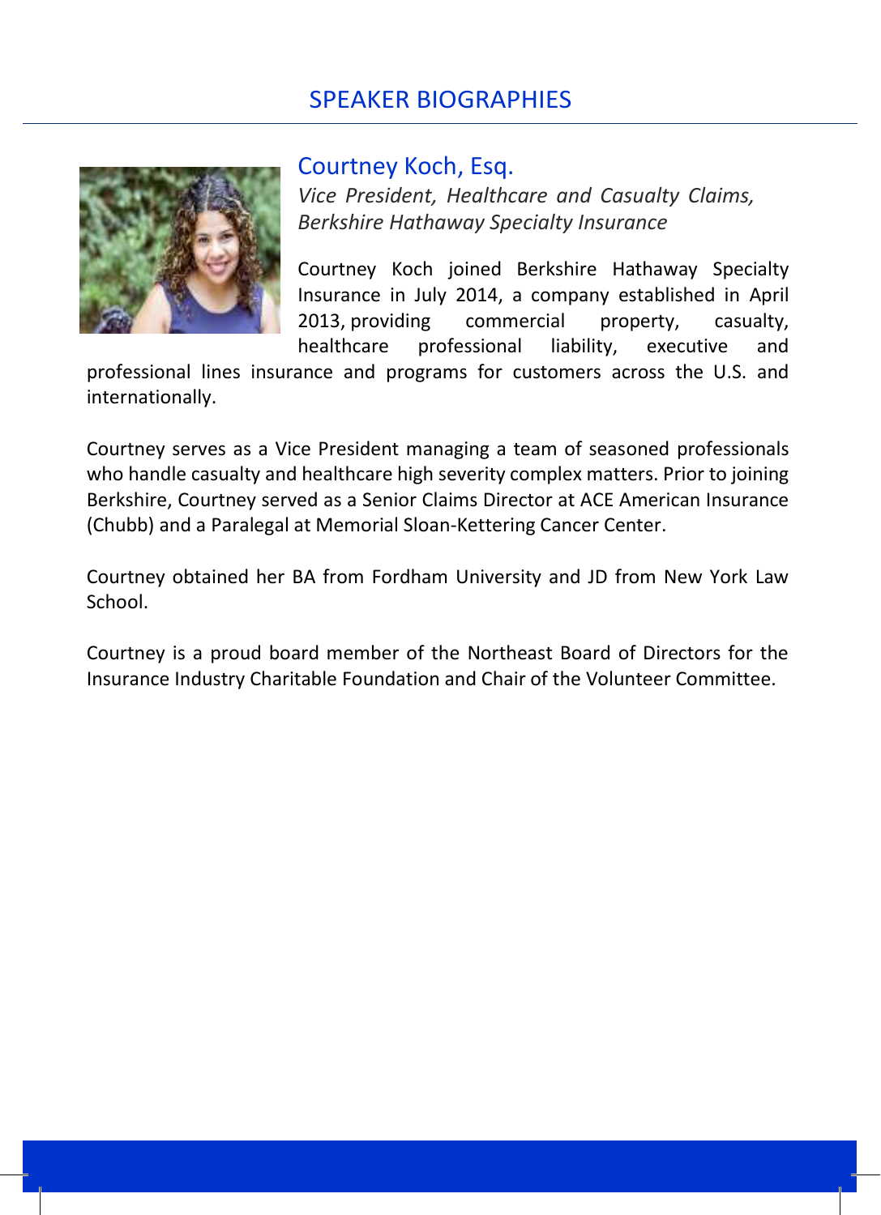# SPEAKER BIOGRAPHIES

## Courtney Koch, Esq.

*Vice President, Healthcare and Casualty Claims, Berkshire Hathaway Specialty Insurance*

Courtney Koch joined Berkshire Hathaway Specialty Insurance in July 2014, a company established in April 2013, providing commercial property, casualty, healthcare professional liability, executive and professional lines insurance and programs for customers across the U.S. and internationally.

Courtney serves as a Vice President managing a team of seasoned professionals who handle casualty and healthcare high severity complex matters. Prior to joining Berkshire, Courtney served as a Senior Claims Director at ACE American Insurance (Chubb) and a Paralegal at Memorial Sloan-Kettering Cancer Center.

Courtney obtained her BA from Fordham University and JD from New York Law School.

Courtney is a proud board member of the Northeast Board of Directors for the Insurance Industry Charitable Foundation and Chair of the Volunteer Committee.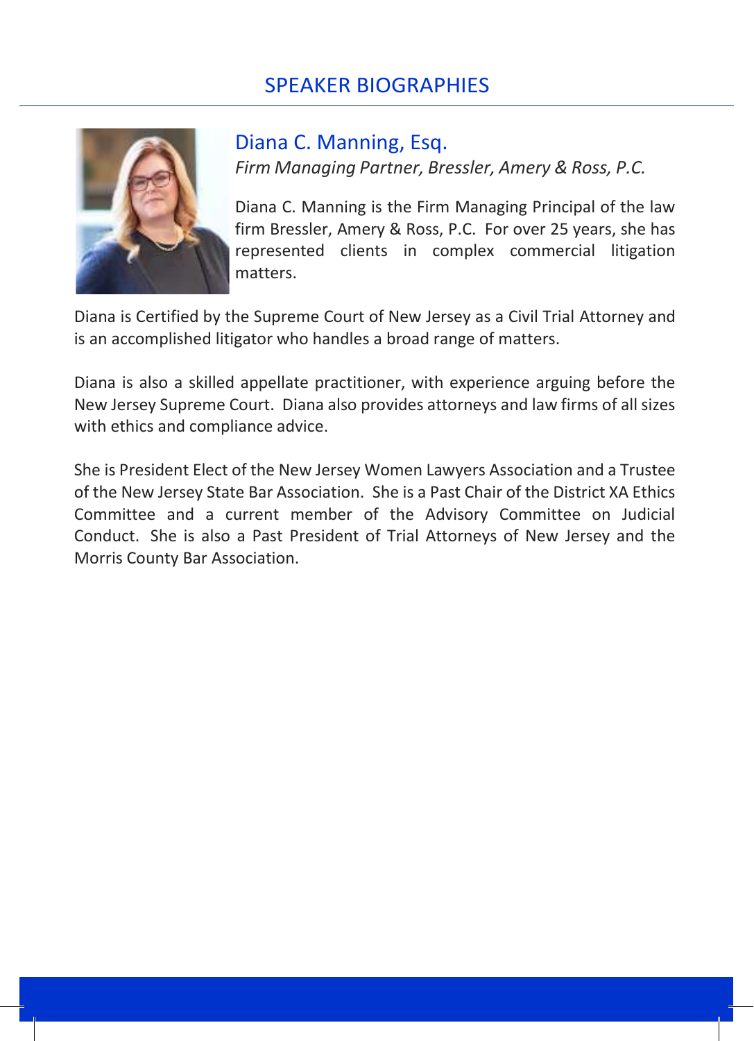# SPEAKER BIOGRAPHIES

## Diana C. Manning, Esq.

*Firm Managing Partner, Bressler, Amery & Ross, P.C.*

Diana C. Manning is the Firm Managing Principal of the law firm Bressler, Amery & Ross, P.C. For over 25 years, she has represented clients in complex commercial litigation matters.

Diana is Certified by the Supreme Court of New Jersey as a Civil Trial Attorney and is an accomplished litigator who handles a broad range of matters.

Diana is also a skilled appellate practitioner, with experience arguing before the New Jersey Supreme Court. Diana also provides attorneys and law firms of all sizes with ethics and compliance advice.

She is President Elect of the New Jersey Women Lawyers Association and a Trustee of the New Jersey State Bar Association. She is a Past Chair of the District XA Ethics Committee and a current member of the Advisory Committee on Judicial Conduct. She is also a Past President of Trial Attorneys of New Jersey and the Morris County Bar Association.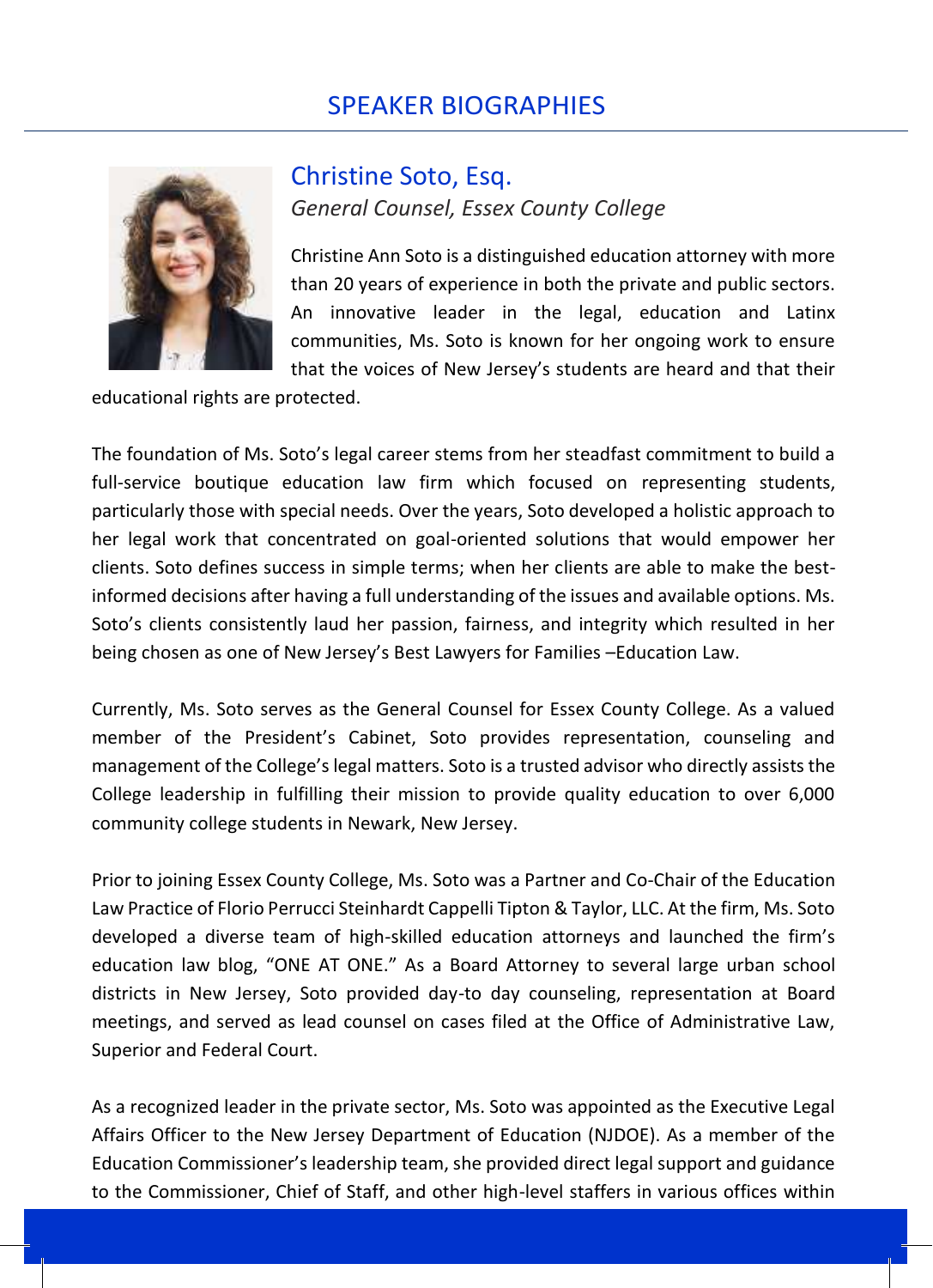# SPEAKER BIOGRAPHIES

## Christine Soto, Esq.

*General Counsel, Essex County College*

Christine Ann Soto is a distinguished education attorney with more than 20 years of experience in both the private and public sectors. An innovative leader in the legal, education and Latinx communities, Ms. Soto is known for her ongoing work to ensure that the voices of New Jersey's students are heard and that their educational rights are protected.

The foundation of Ms. Soto's legal career stems from her steadfast commitment to build a full-service boutique education law firm which focused on representing students, particularly those with special needs. Over the years, Soto developed a holistic approach to her legal work that concentrated on goal-oriented solutions that would empower her clients. Soto defines success in simple terms; when her clients are able to make the best-informed decisions after having a full understanding of the issues and available options. Ms. Soto's clients consistently laud her passion, fairness, and integrity which resulted in her being chosen as one of New Jersey's Best Lawyers for Families –Education Law.

Currently, Ms. Soto serves as the General Counsel for Essex County College. As a valued member of the President's Cabinet, Soto provides representation, counseling and management of the College's legal matters. Soto is a trusted advisor who directly assists the College leadership in fulfilling their mission to provide quality education to over 6,000 community college students in Newark, New Jersey.

Prior to joining Essex County College, Ms. Soto was a Partner and Co-Chair of the Education Law Practice of Florio Perrucci Steinhardt Cappelli Tipton & Taylor, LLC. At the firm, Ms. Soto developed a diverse team of high-skilled education attorneys and launched the firm's education law blog, "ONE AT ONE." As a Board Attorney to several large urban school districts in New Jersey, Soto provided day-to day counseling, representation at Board meetings, and served as lead counsel on cases filed at the Office of Administrative Law, Superior and Federal Court.

As a recognized leader in the private sector, Ms. Soto was appointed as the Executive Legal Affairs Officer to the New Jersey Department of Education (NJDOE). As a member of the Education Commissioner's leadership team, she provided direct legal support and guidance to the Commissioner, Chief of Staff, and other high-level staffers in various offices within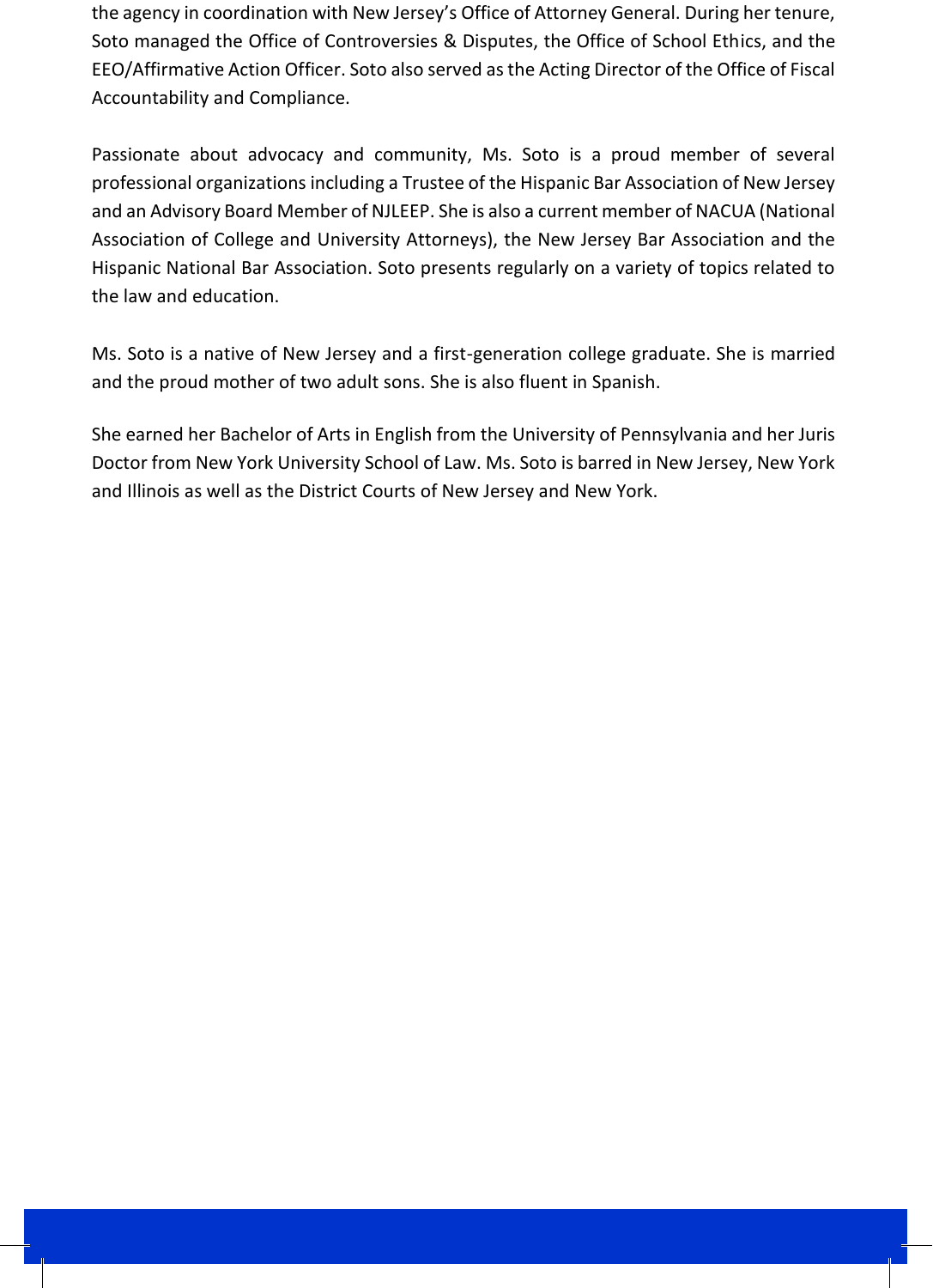the agency in coordination with New Jersey's Office of Attorney General. During her tenure, Soto managed the Office of Controversies & Disputes, the Office of School Ethics, and the EEO/Affirmative Action Officer. Soto also served as the Acting Director of the Office of Fiscal Accountability and Compliance.

Passionate about advocacy and community, Ms. Soto is a proud member of several professional organizations including a Trustee of the Hispanic Bar Association of New Jersey and an Advisory Board Member of NJLEEP. She is also a current member of NACUA (National Association of College and University Attorneys), the New Jersey Bar Association and the Hispanic National Bar Association. Soto presents regularly on a variety of topics related to the law and education.

Ms. Soto is a native of New Jersey and a first-generation college graduate. She is married and the proud mother of two adult sons. She is also fluent in Spanish.

She earned her Bachelor of Arts in English from the University of Pennsylvania and her Juris Doctor from New York University School of Law. Ms. Soto is barred in New Jersey, New York and Illinois as well as the District Courts of New Jersey and New York.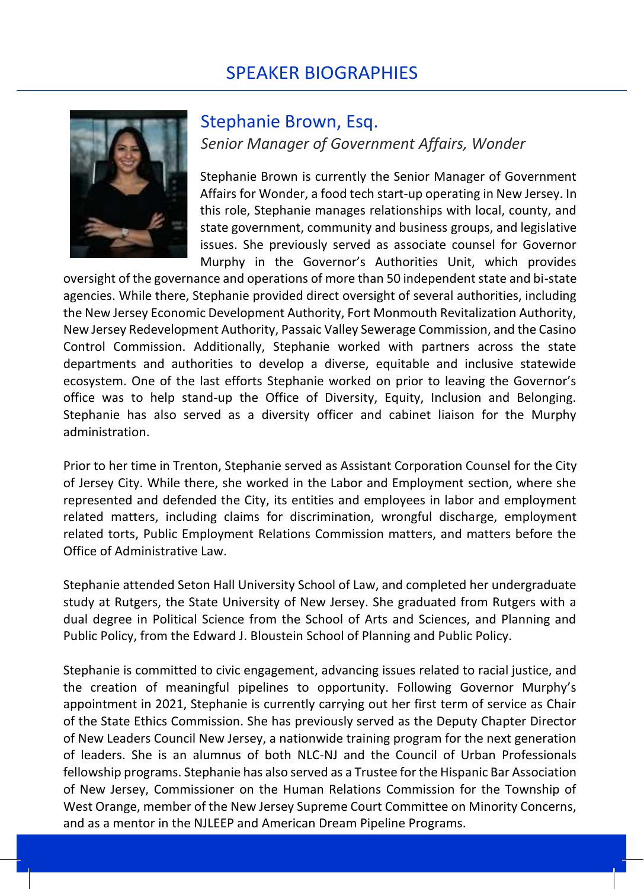# SPEAKER BIOGRAPHIES

## Stephanie Brown, Esq.

*Senior Manager of Government Affairs, Wonder*

Stephanie Brown is currently the Senior Manager of Government Affairs for Wonder, a food tech start-up operating in New Jersey. In this role, Stephanie manages relationships with local, county, and state government, community and business groups, and legislative issues. She previously served as associate counsel for Governor Murphy in the Governor's Authorities Unit, which provides oversight of the governance and operations of more than 50 independent state and bi-state agencies. While there, Stephanie provided direct oversight of several authorities, including the New Jersey Economic Development Authority, Fort Monmouth Revitalization Authority, New Jersey Redevelopment Authority, Passaic Valley Sewerage Commission, and the Casino Control Commission. Additionally, Stephanie worked with partners across the state departments and authorities to develop a diverse, equitable and inclusive statewide ecosystem. One of the last efforts Stephanie worked on prior to leaving the Governor's office was to help stand-up the Office of Diversity, Equity, Inclusion and Belonging. Stephanie has also served as a diversity officer and cabinet liaison for the Murphy administration.

Prior to her time in Trenton, Stephanie served as Assistant Corporation Counsel for the City of Jersey City. While there, she worked in the Labor and Employment section, where she represented and defended the City, its entities and employees in labor and employment related matters, including claims for discrimination, wrongful discharge, employment related torts, Public Employment Relations Commission matters, and matters before the Office of Administrative Law.

Stephanie attended Seton Hall University School of Law, and completed her undergraduate study at Rutgers, the State University of New Jersey. She graduated from Rutgers with a dual degree in Political Science from the School of Arts and Sciences, and Planning and Public Policy, from the Edward J. Bloustein School of Planning and Public Policy.

Stephanie is committed to civic engagement, advancing issues related to racial justice, and the creation of meaningful pipelines to opportunity. Following Governor Murphy's appointment in 2021, Stephanie is currently carrying out her first term of service as Chair of the State Ethics Commission. She has previously served as the Deputy Chapter Director of New Leaders Council New Jersey, a nationwide training program for the next generation of leaders. She is an alumnus of both NLC-NJ and the Council of Urban Professionals fellowship programs. Stephanie has also served as a Trustee for the Hispanic Bar Association of New Jersey, Commissioner on the Human Relations Commission for the Township of West Orange, member of the New Jersey Supreme Court Committee on Minority Concerns, and as a mentor in the NJLEEP and American Dream Pipeline Programs.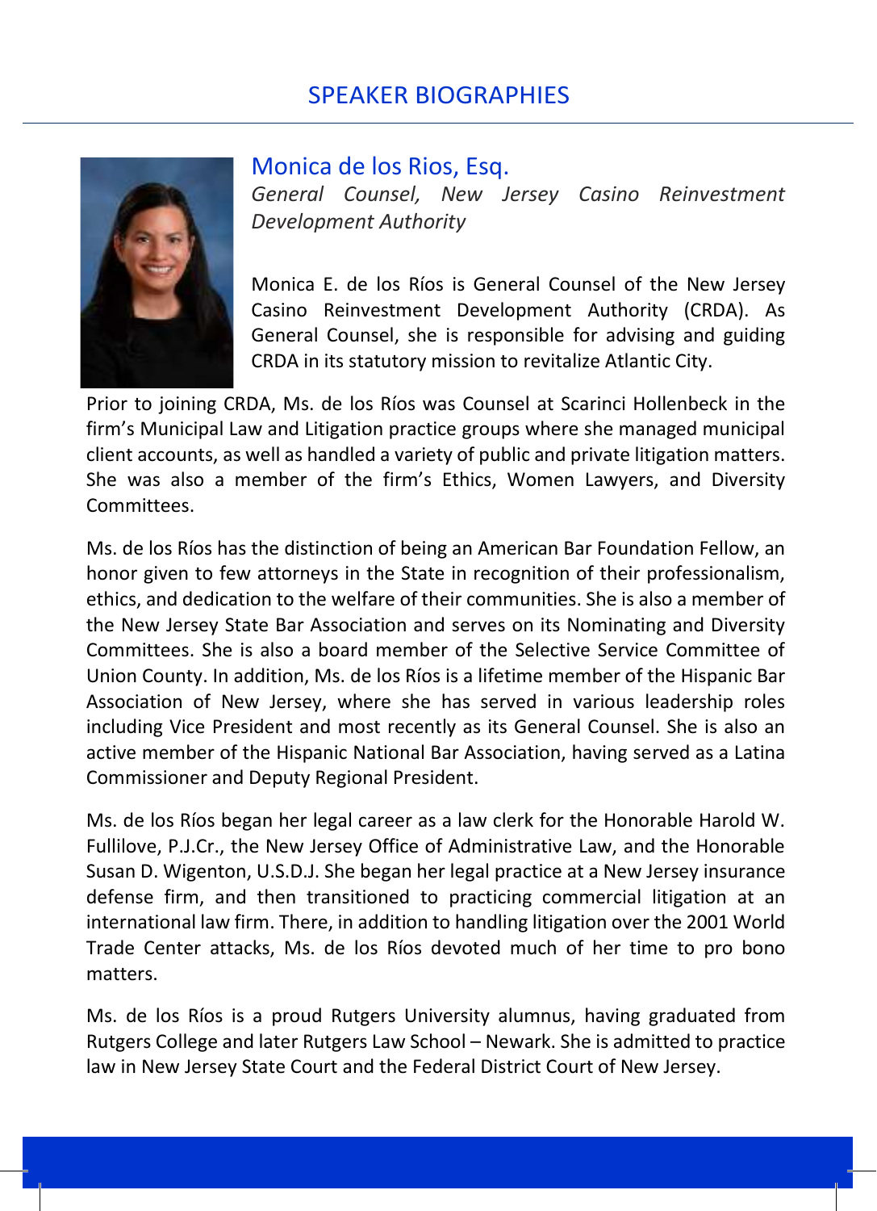# SPEAKER BIOGRAPHIES

## Monica de los Rios, Esq.

*General Counsel, New Jersey Casino Reinvestment Development Authority*

Monica E. de los Ríos is General Counsel of the New Jersey Casino Reinvestment Development Authority (CRDA). As General Counsel, she is responsible for advising and guiding CRDA in its statutory mission to revitalize Atlantic City.

Prior to joining CRDA, Ms. de los Ríos was Counsel at Scarinci Hollenbeck in the firm's Municipal Law and Litigation practice groups where she managed municipal client accounts, as well as handled a variety of public and private litigation matters. She was also a member of the firm's Ethics, Women Lawyers, and Diversity Committees.

Ms. de los Ríos has the distinction of being an American Bar Foundation Fellow, an honor given to few attorneys in the State in recognition of their professionalism, ethics, and dedication to the welfare of their communities. She is also a member of the New Jersey State Bar Association and serves on its Nominating and Diversity Committees. She is also a board member of the Selective Service Committee of Union County. In addition, Ms. de los Ríos is a lifetime member of the Hispanic Bar Association of New Jersey, where she has served in various leadership roles including Vice President and most recently as its General Counsel. She is also an active member of the Hispanic National Bar Association, having served as a Latina Commissioner and Deputy Regional President.

Ms. de los Ríos began her legal career as a law clerk for the Honorable Harold W. Fullilove, P.J.Cr., the New Jersey Office of Administrative Law, and the Honorable Susan D. Wigenton, U.S.D.J. She began her legal practice at a New Jersey insurance defense firm, and then transitioned to practicing commercial litigation at an international law firm. There, in addition to handling litigation over the 2001 World Trade Center attacks, Ms. de los Ríos devoted much of her time to pro bono matters.

Ms. de los Ríos is a proud Rutgers University alumnus, having graduated from Rutgers College and later Rutgers Law School – Newark. She is admitted to practice law in New Jersey State Court and the Federal District Court of New Jersey.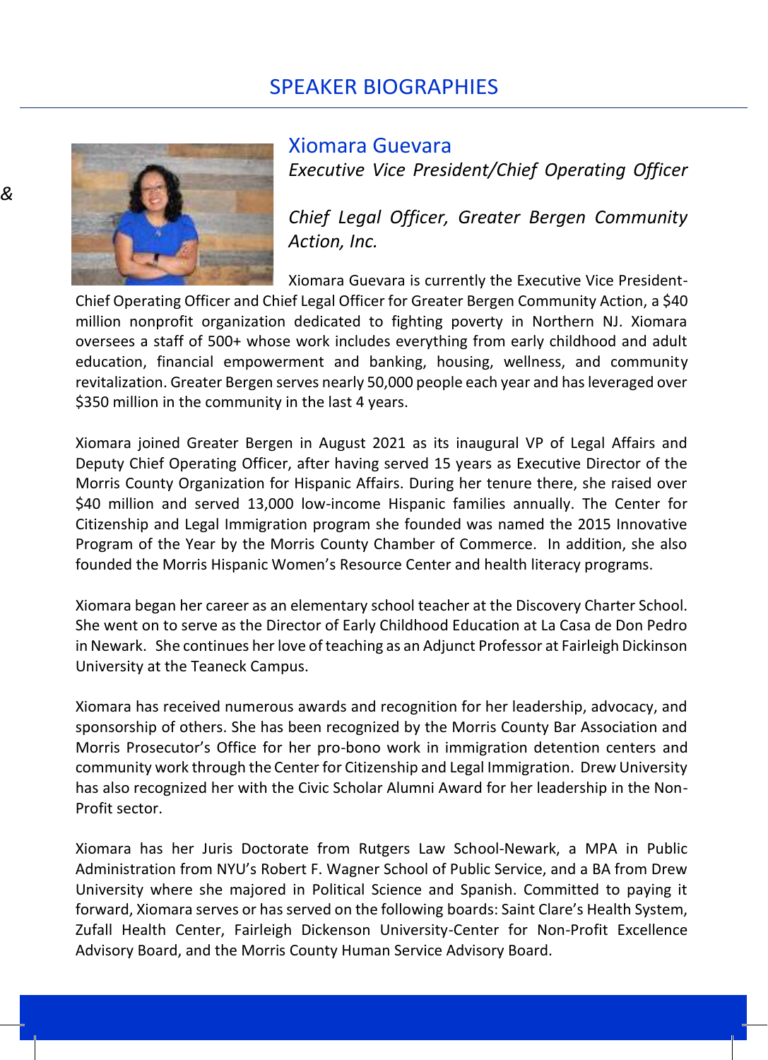# SPEAKER BIOGRAPHIES

## Xiomara Guevara

*Executive Vice President/Chief Operating Officer*

*Chief Legal Officer, Greater Bergen Community Action, Inc.*

Xiomara Guevara is currently the Executive Vice President-Chief Operating Officer and Chief Legal Officer for Greater Bergen Community Action, a $40 million nonprofit organization dedicated to fighting poverty in Northern NJ. Xiomara oversees a staff of 500+ whose work includes everything from early childhood and adult education, financial empowerment and banking, housing, wellness, and community revitalization. Greater Bergen serves nearly 50,000 people each year and has leveraged over $350 million in the community in the last 4 years.

Xiomara joined Greater Bergen in August 2021 as its inaugural VP of Legal Affairs and Deputy Chief Operating Officer, after having served 15 years as Executive Director of the Morris County Organization for Hispanic Affairs. During her tenure there, she raised over $40 million and served 13,000 low-income Hispanic families annually. The Center for Citizenship and Legal Immigration program she founded was named the 2015 Innovative Program of the Year by the Morris County Chamber of Commerce. In addition, she also founded the Morris Hispanic Women's Resource Center and health literacy programs.

Xiomara began her career as an elementary school teacher at the Discovery Charter School. She went on to serve as the Director of Early Childhood Education at La Casa de Don Pedro in Newark. She continues her love of teaching as an Adjunct Professor at Fairleigh Dickinson University at the Teaneck Campus.

Xiomara has received numerous awards and recognition for her leadership, advocacy, and sponsorship of others. She has been recognized by the Morris County Bar Association and Morris Prosecutor's Office for her pro-bono work in immigration detention centers and community work through the Center for Citizenship and Legal Immigration. Drew University has also recognized her with the Civic Scholar Alumni Award for her leadership in the Non-Profit sector.

Xiomara has her Juris Doctorate from Rutgers Law School-Newark, a MPA in Public Administration from NYU's Robert F. Wagner School of Public Service, and a BA from Drew University where she majored in Political Science and Spanish. Committed to paying it forward, Xiomara serves or has served on the following boards: Saint Clare's Health System, Zufall Health Center, Fairleigh Dickenson University-Center for Non-Profit Excellence Advisory Board, and the Morris County Human Service Advisory Board.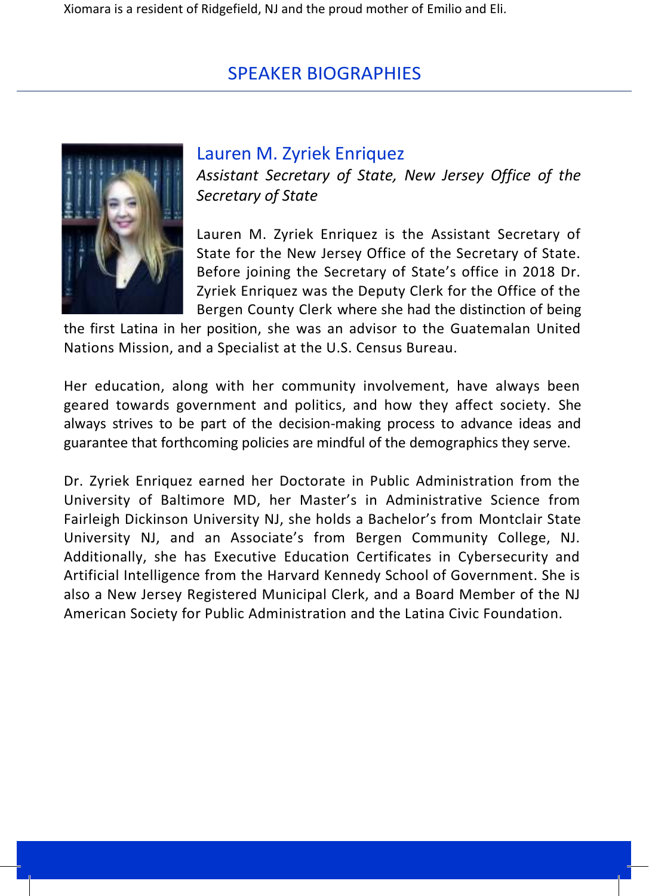Xiomara is a resident of Ridgefield, NJ and the proud mother of Emilio and Eli.

## SPEAKER BIOGRAPHIES

### Lauren M. Zyriek Enriquez

*Assistant Secretary of State, New Jersey Office of the Secretary of State*

Lauren M. Zyriek Enriquez is the Assistant Secretary of State for the New Jersey Office of the Secretary of State. Before joining the Secretary of State's office in 2018 Dr. Zyriek Enriquez was the Deputy Clerk for the Office of the Bergen County Clerk where she had the distinction of being the first Latina in her position, she was an advisor to the Guatemalan United Nations Mission, and a Specialist at the U.S. Census Bureau.

Her education, along with her community involvement, have always been geared towards government and politics, and how they affect society. She always strives to be part of the decision-making process to advance ideas and guarantee that forthcoming policies are mindful of the demographics they serve.

Dr. Zyriek Enriquez earned her Doctorate in Public Administration from the University of Baltimore MD, her Master's in Administrative Science from Fairleigh Dickinson University NJ, she holds a Bachelor's from Montclair State University NJ, and an Associate's from Bergen Community College, NJ. Additionally, she has Executive Education Certificates in Cybersecurity and Artificial Intelligence from the Harvard Kennedy School of Government. She is also a New Jersey Registered Municipal Clerk, and a Board Member of the NJ American Society for Public Administration and the Latina Civic Foundation.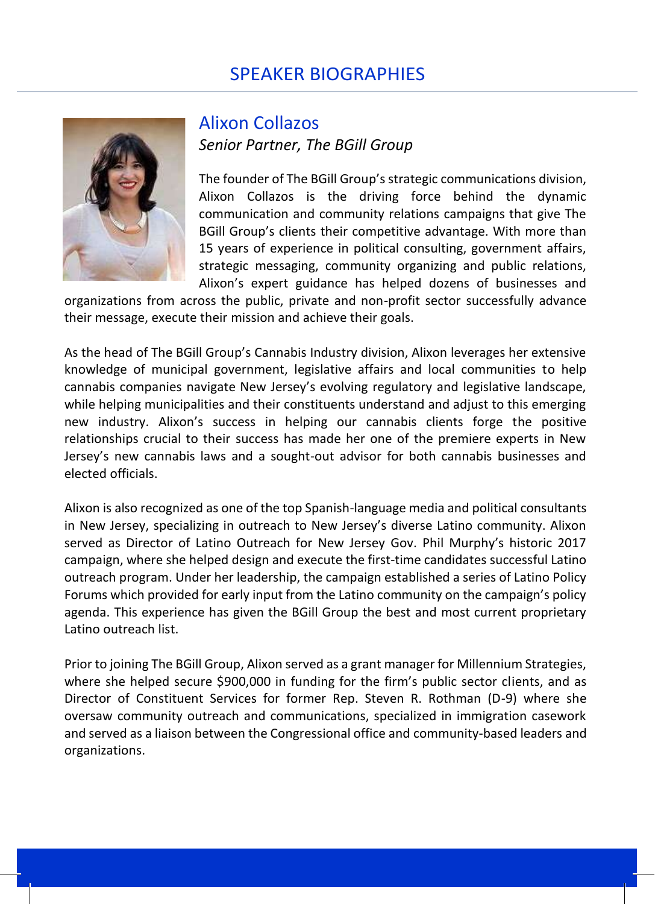# SPEAKER BIOGRAPHIES

## Alixon Collazos

*Senior Partner, The BGill Group*

The founder of The BGill Group's strategic communications division, Alixon Collazos is the driving force behind the dynamic communication and community relations campaigns that give The BGill Group's clients their competitive advantage. With more than 15 years of experience in political consulting, government affairs, strategic messaging, community organizing and public relations, Alixon's expert guidance has helped dozens of businesses and organizations from across the public, private and non-profit sector successfully advance their message, execute their mission and achieve their goals.

As the head of The BGill Group's Cannabis Industry division, Alixon leverages her extensive knowledge of municipal government, legislative affairs and local communities to help cannabis companies navigate New Jersey's evolving regulatory and legislative landscape, while helping municipalities and their constituents understand and adjust to this emerging new industry. Alixon's success in helping our cannabis clients forge the positive relationships crucial to their success has made her one of the premiere experts in New Jersey's new cannabis laws and a sought-out advisor for both cannabis businesses and elected officials.

Alixon is also recognized as one of the top Spanish-language media and political consultants in New Jersey, specializing in outreach to New Jersey's diverse Latino community. Alixon served as Director of Latino Outreach for New Jersey Gov. Phil Murphy's historic 2017 campaign, where she helped design and execute the first-time candidates successful Latino outreach program. Under her leadership, the campaign established a series of Latino Policy Forums which provided for early input from the Latino community on the campaign's policy agenda. This experience has given the BGill Group the best and most current proprietary Latino outreach list.

Prior to joining The BGill Group, Alixon served as a grant manager for Millennium Strategies, where she helped secure $900,000 in funding for the firm's public sector clients, and as Director of Constituent Services for former Rep. Steven R. Rothman (D-9) where she oversaw community outreach and communications, specialized in immigration casework and served as a liaison between the Congressional office and community-based leaders and organizations.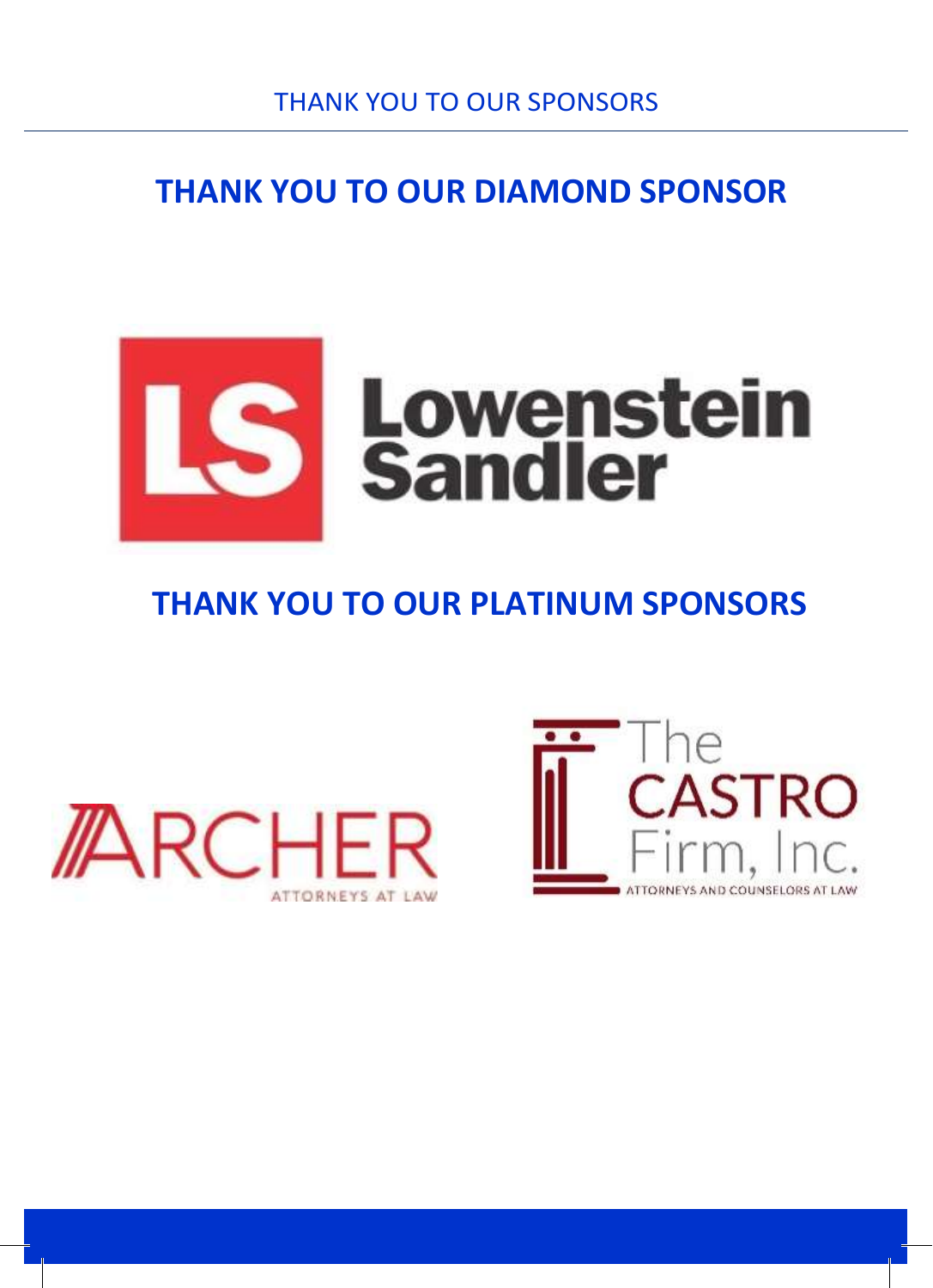THANK YOU TO OUR SPONSORS

## THANK YOU TO OUR DIAMOND SPONSOR

LS Lowenstein Sandler

## THANK YOU TO OUR PLATINUM SPONSORS

ARCHER
ATTORNEYS AT LAW

The CASTRO Firm, Inc.
ATTORNEYS AND COUNSELORS AT LAW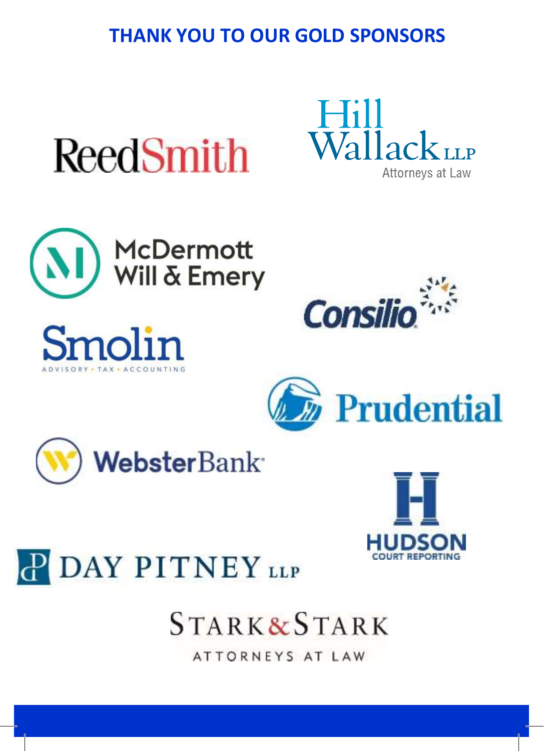# THANK YOU TO OUR GOLD SPONSORS

ReedSmith

Hill Wallack LLP
Attorneys at Law

McDermott Will & Emery

Consilio

Smolin
ADVISORY • TAX • ACCOUNTING

Prudential

WebsterBank

HUDSON
COURT REPORTING

DAY PITNEY LLP

STARK & STARK
ATTORNEYS AT LAW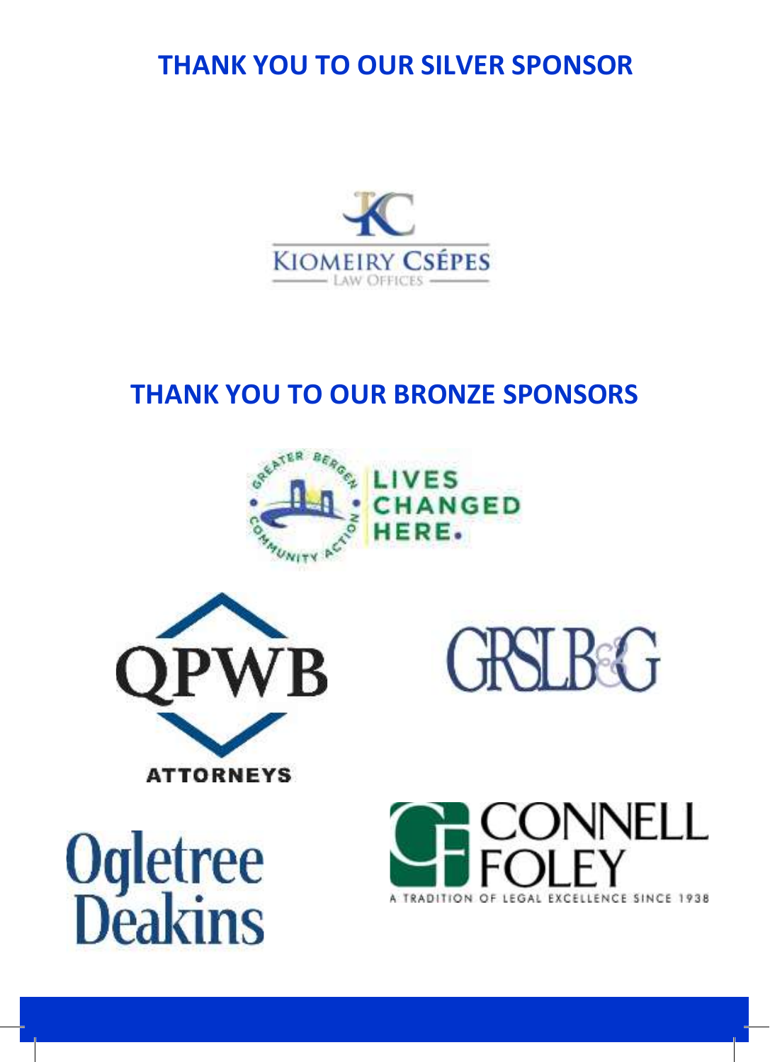## THANK YOU TO OUR SILVER SPONSOR

KIOMEIRY CSÉPES
LAW OFFICES

## THANK YOU TO OUR BRONZE SPONSORS

GREATER BERGEN COMMUNITY ACTION
LIVES CHANGED HERE.

QPWB
ATTORNEYS

GRSLB&G

Ogletree Deakins

CONNELL FOLEY
A TRADITION OF LEGAL EXCELLENCE SINCE 1938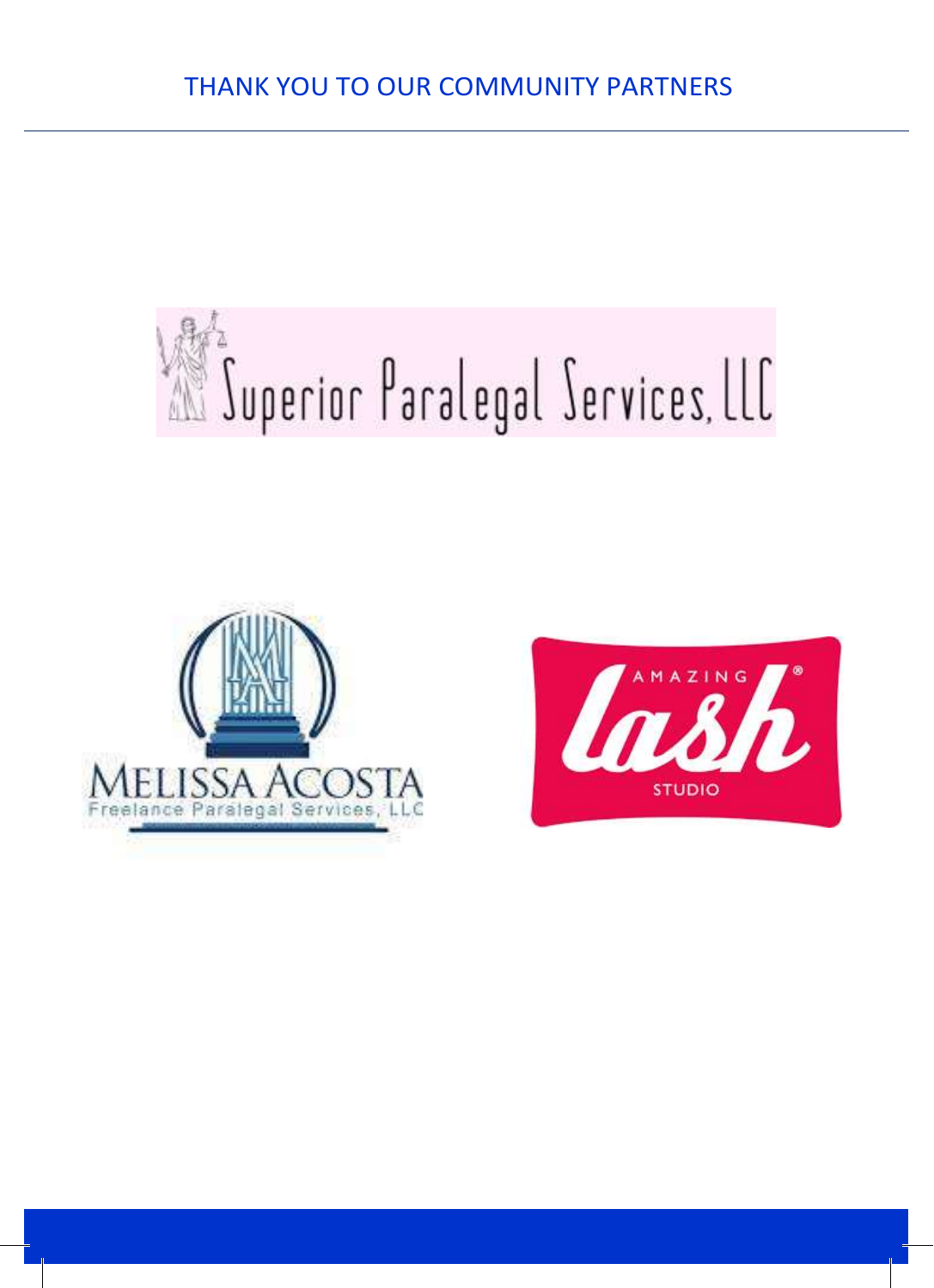THANK YOU TO OUR COMMUNITY PARTNERS

Superior Paralegal Services, LLC

MELISSA ACOSTA
Freelance Paralegal Services, LLC

AMAZING lash® STUDIO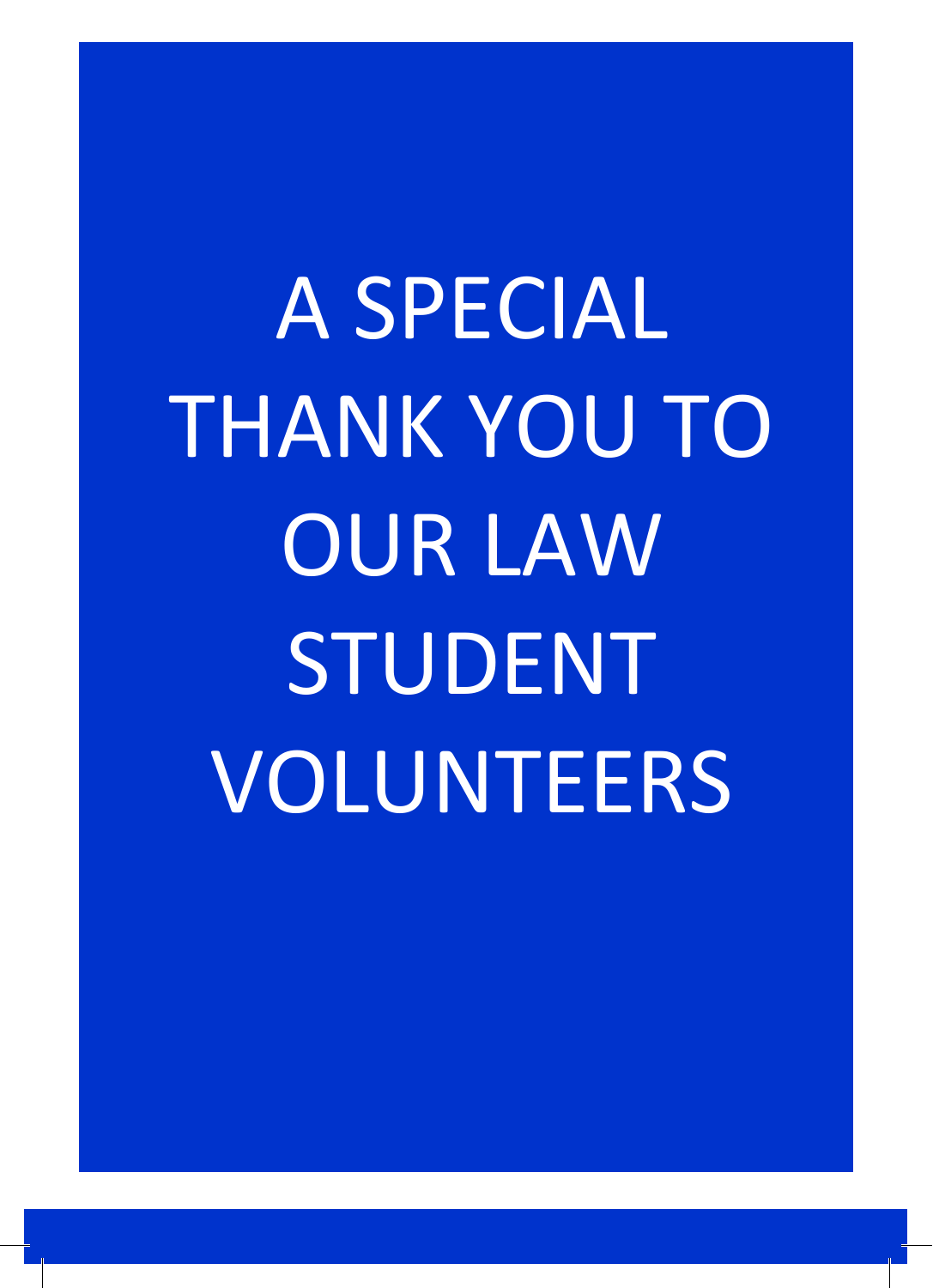# A SPECIAL THANK YOU TO OUR LAW STUDENT VOLUNTEERS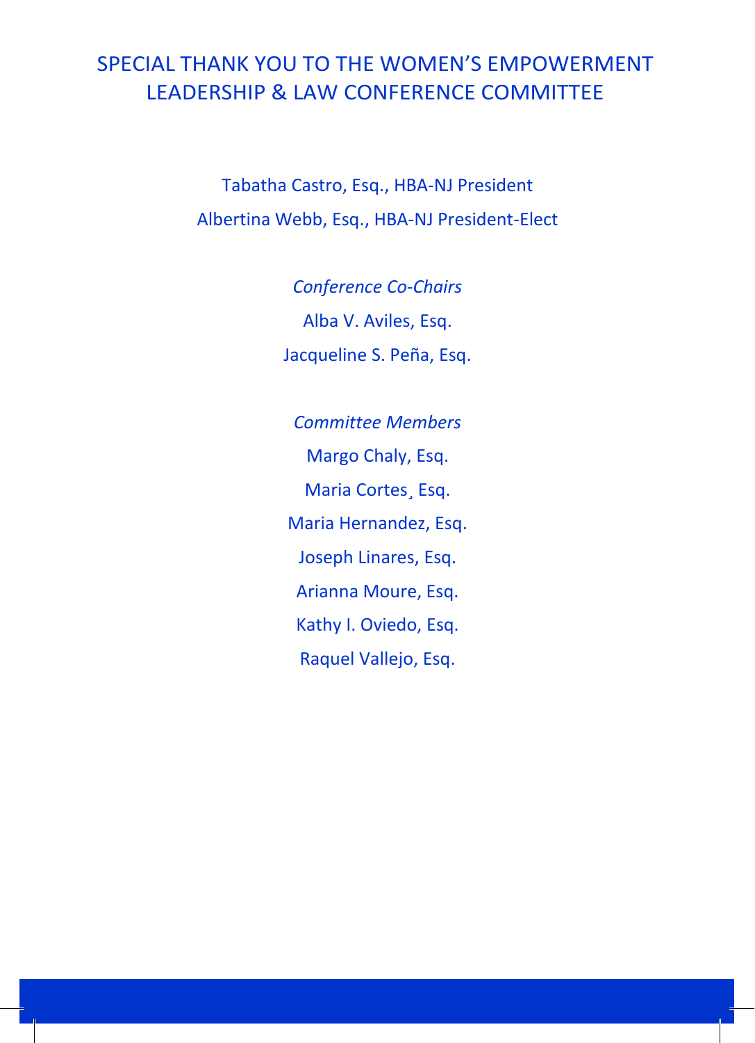# SPECIAL THANK YOU TO THE WOMEN'S EMPOWERMENT LEADERSHIP & LAW CONFERENCE COMMITTEE

Tabatha Castro, Esq., HBA-NJ President

Albertina Webb, Esq., HBA-NJ President-Elect

*Conference Co-Chairs*

Alba V. Aviles, Esq.

Jacqueline S. Peña, Esq.

*Committee Members*

Margo Chaly, Esq.

Maria Cortes¸ Esq.

Maria Hernandez, Esq.

Joseph Linares, Esq.

Arianna Moure, Esq.

Kathy I. Oviedo, Esq.

Raquel Vallejo, Esq.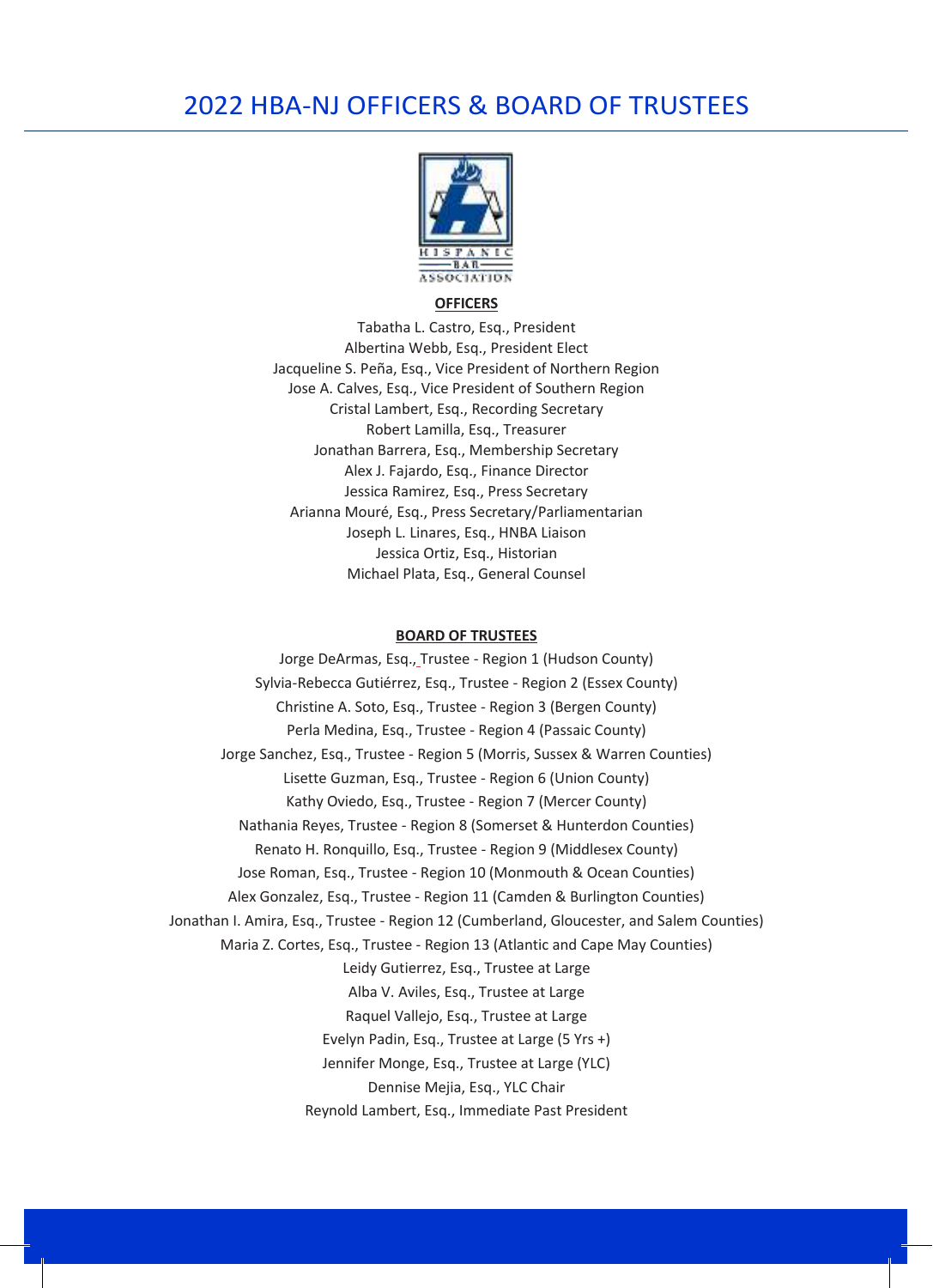# 2022 HBA-NJ OFFICERS & BOARD OF TRUSTEES

**OFFICERS**

Tabatha L. Castro, Esq., President
Albertina Webb, Esq., President Elect
Jacqueline S. Peña, Esq., Vice President of Northern Region
Jose A. Calves, Esq., Vice President of Southern Region
Cristal Lambert, Esq., Recording Secretary
Robert Lamilla, Esq., Treasurer
Jonathan Barrera, Esq., Membership Secretary
Alex J. Fajardo, Esq., Finance Director
Jessica Ramirez, Esq., Press Secretary
Arianna Mouré, Esq., Press Secretary/Parliamentarian
Joseph L. Linares, Esq., HNBA Liaison
Jessica Ortiz, Esq., Historian
Michael Plata, Esq., General Counsel

**BOARD OF TRUSTEES**

Jorge DeArmas, Esq., Trustee - Region 1 (Hudson County)
Sylvia-Rebecca Gutiérrez, Esq., Trustee - Region 2 (Essex County)
Christine A. Soto, Esq., Trustee - Region 3 (Bergen County)
Perla Medina, Esq., Trustee - Region 4 (Passaic County)
Jorge Sanchez, Esq., Trustee - Region 5 (Morris, Sussex & Warren Counties)
Lisette Guzman, Esq., Trustee - Region 6 (Union County)
Kathy Oviedo, Esq., Trustee - Region 7 (Mercer County)
Nathania Reyes, Trustee - Region 8 (Somerset & Hunterdon Counties)
Renato H. Ronquillo, Esq., Trustee - Region 9 (Middlesex County)
Jose Roman, Esq., Trustee - Region 10 (Monmouth & Ocean Counties)
Alex Gonzalez, Esq., Trustee - Region 11 (Camden & Burlington Counties)
Jonathan I. Amira, Esq., Trustee - Region 12 (Cumberland, Gloucester, and Salem Counties)
Maria Z. Cortes, Esq., Trustee - Region 13 (Atlantic and Cape May Counties)
Leidy Gutierrez, Esq., Trustee at Large
Alba V. Aviles, Esq., Trustee at Large
Raquel Vallejo, Esq., Trustee at Large
Evelyn Padin, Esq., Trustee at Large (5 Yrs +)
Jennifer Monge, Esq., Trustee at Large (YLC)
Dennise Mejia, Esq., YLC Chair
Reynold Lambert, Esq., Immediate Past President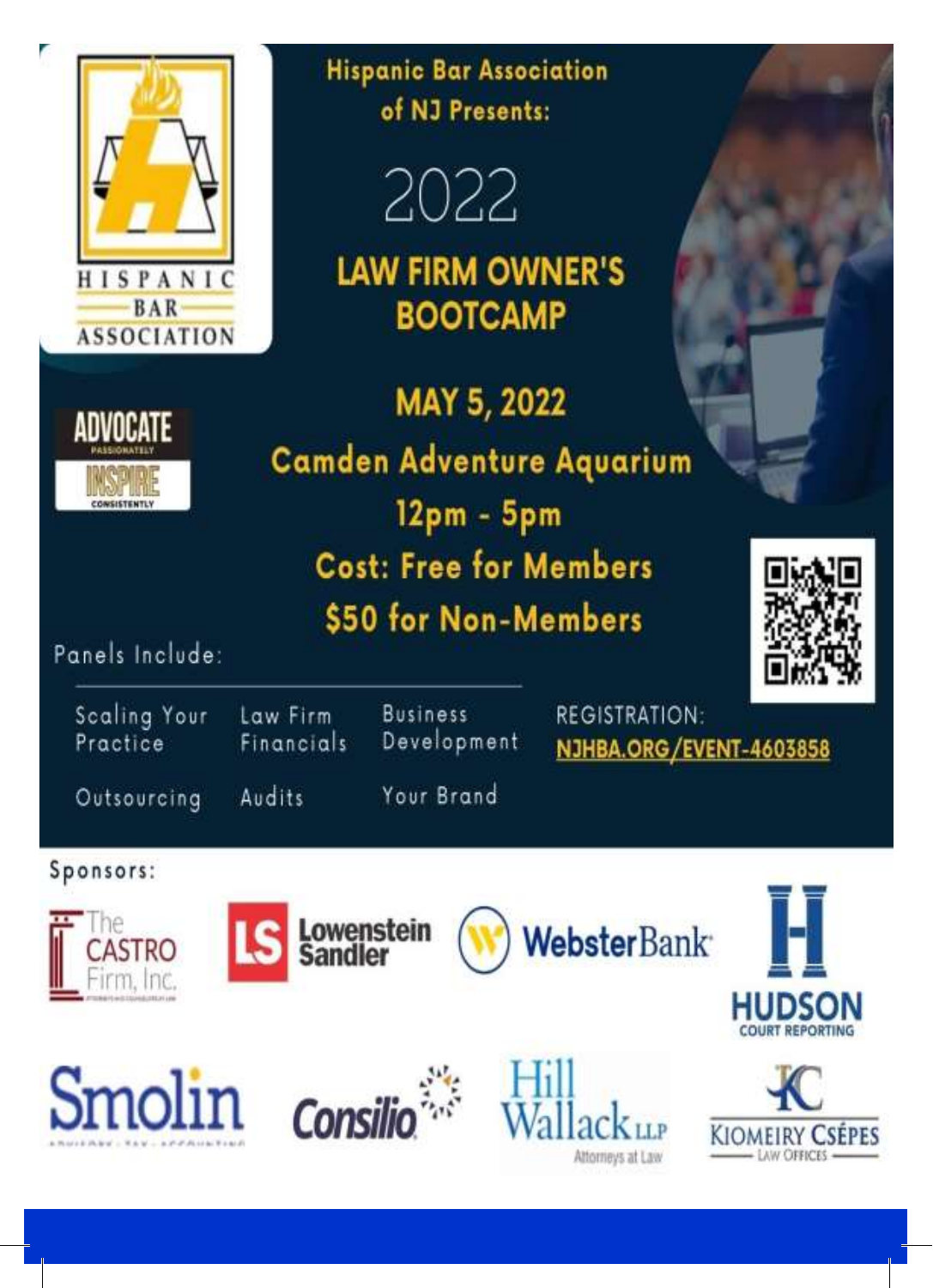HISPANIC BAR ASSOCIATION

ADVOCATE PASSIONATELY

INSPIRE CONSISTENTLY

Hispanic Bar Association of NJ Presents:

# 2022

# LAW FIRM OWNER'S BOOTCAMP

## MAY 5, 2022

**Camden Adventure Aquarium**

**12pm - 5pm**

**Cost: Free for Members**

**$50 for Non-Members**

Panels Include:

- Scaling Your Practice
- Law Firm Financials
- Business Development
- Outsourcing
- Audits
- Your Brand

REGISTRATION: NJHBA.ORG/EVENT-4603858

Sponsors:

The Castro Firm, Inc. · Lowenstein Sandler · Webster Bank · Hudson Court Reporting · Smolin · Consilio · Hill Wallack LLP Attorneys at Law · Kiomeiry Csépes Law Offices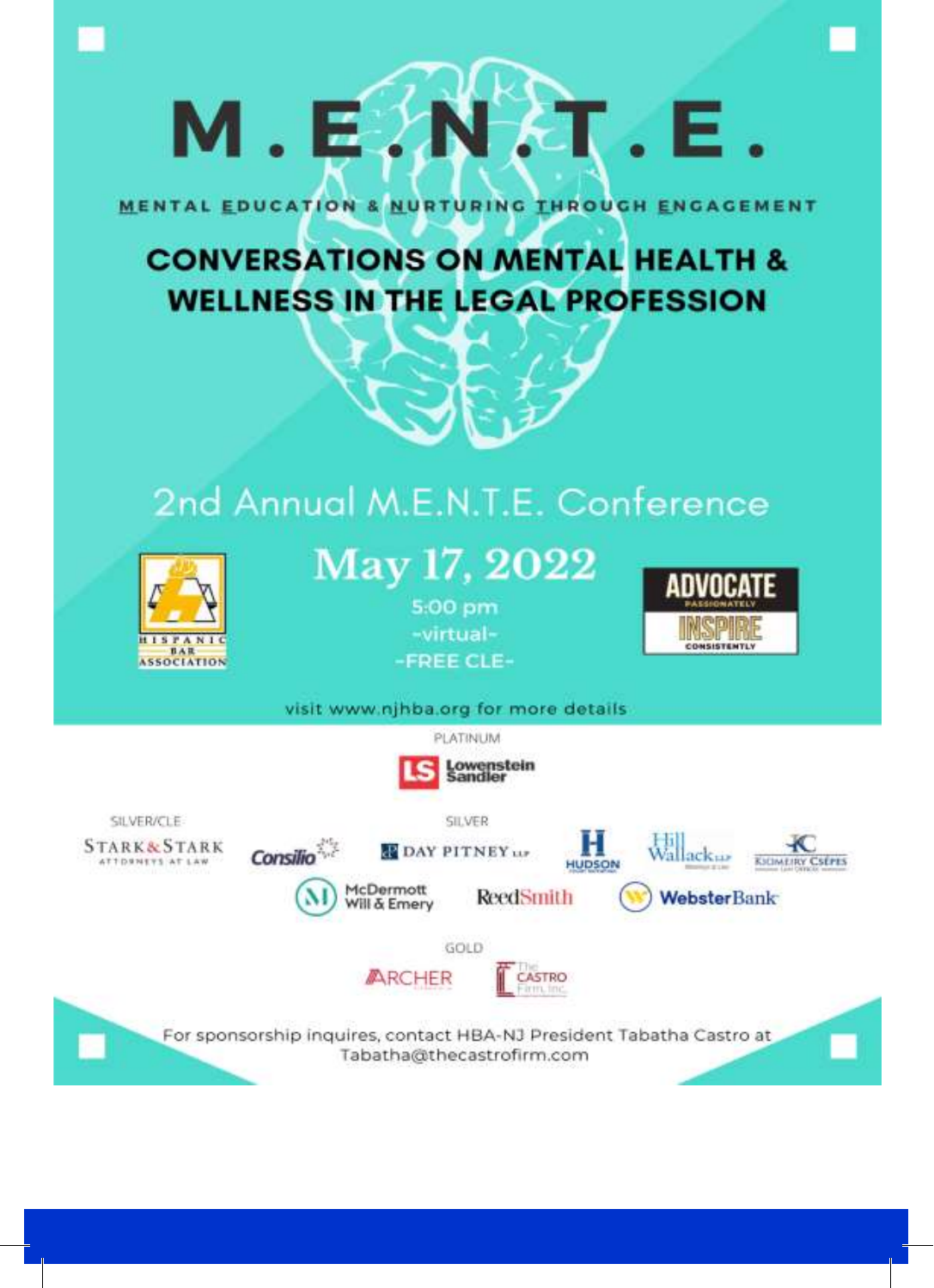# M.E.N.T.E.

MENTAL EDUCATION & NURTURING THROUGH ENGAGEMENT

## CONVERSATIONS ON MENTAL HEALTH & WELLNESS IN THE LEGAL PROFESSION

### 2nd Annual M.E.N.T.E. Conference

HISPANIC BAR ASSOCIATION

**May 17, 2022**

5:00 pm

-virtual-

-FREE CLE-

ADVOCATE PASSIONATELY

INSPIRE CONSISTENTLY

visit www.njhba.org for more details

PLATINUM

Lowenstein Sandler

SILVER/CLE

Stark & Stark Attorneys at Law

SILVER

Consilio

Day Pitney LLP

Hudson

Hill Wallack LLP

Kiomeiry Csépes

McDermott Will & Emery

ReedSmith

Webster Bank

GOLD

Archer

The Castro Firm, Inc.

For sponsorship inquires, contact HBA-NJ President Tabatha Castro at Tabatha@thecastrofirm.com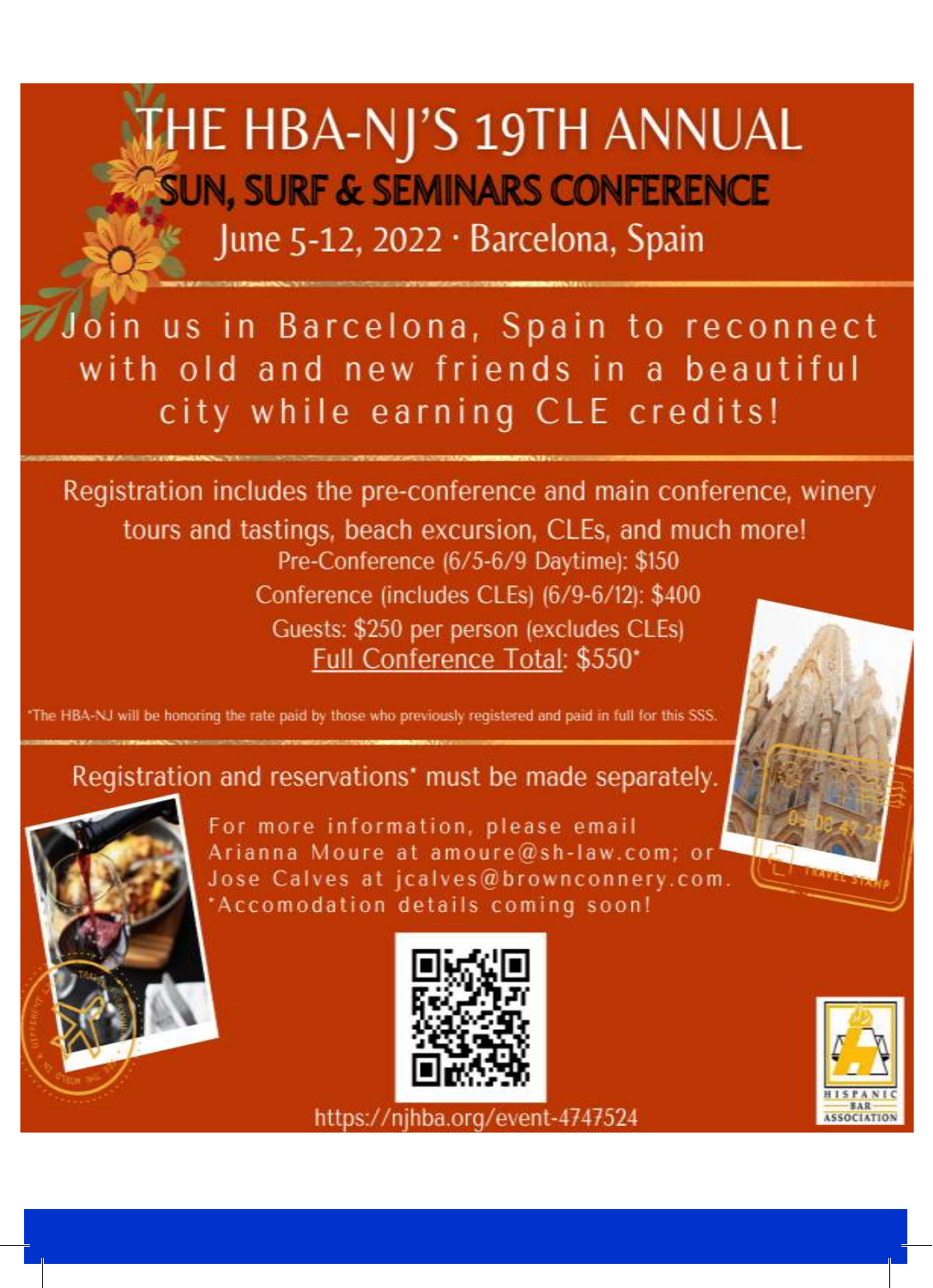# THE HBA-NJ'S 19TH ANNUAL

## SUN, SURF & SEMINARS CONFERENCE

June 5-12, 2022 · Barcelona, Spain

Join us in Barcelona, Spain to reconnect with old and new friends in a beautiful city while earning CLE credits!

Registration includes the pre-conference and main conference, winery tours and tastings, beach excursion, CLEs, and much more!

Pre-Conference (6/5-6/9 Daytime): $150

Conference (includes CLEs) (6/9-6/12): $400

Guests: $250 per person (excludes CLEs)

Full Conference Total: $550*

*The HBA-NJ will be honoring the rate paid by those who previously registered and paid in full for this SSS.

Registration and reservations* must be made separately.

For more information, please email Arianna Moure at amoure@sh-law.com; or Jose Calves at jcalves@brownconnery.com.

*Accomodation details coming soon!

https://njhba.org/event-4747524

HISPANIC BAR ASSOCIATION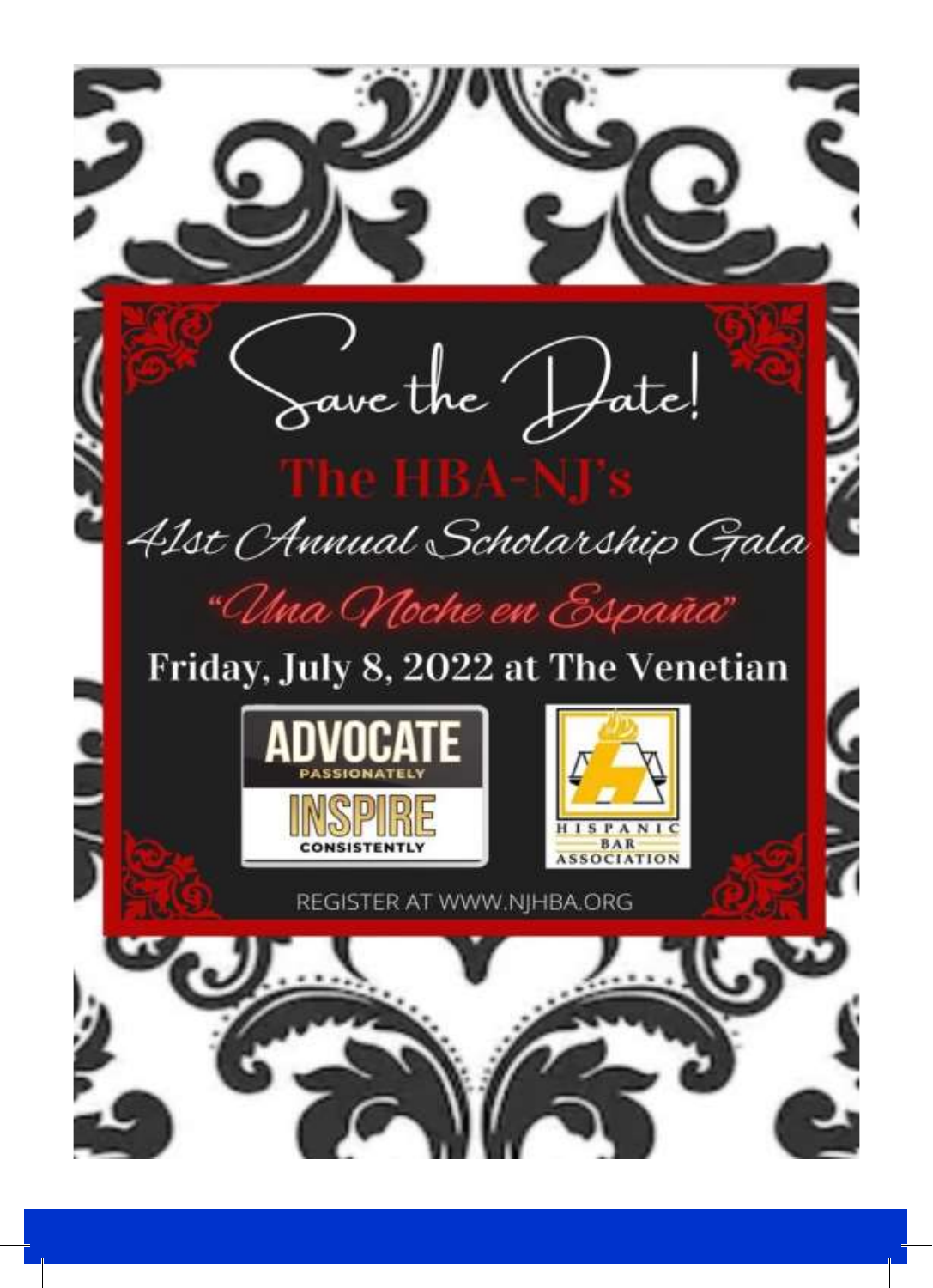# Save the Date!

## The HBA-NJ's

### 41st Annual Scholarship Gala

*"Una Noche en España"*

**Friday, July 8, 2022 at The Venetian**

ADVOCATE PASSIONATELY

INSPIRE CONSISTENTLY

HISPANIC BAR ASSOCIATION

REGISTER AT WWW.NJHBA.ORG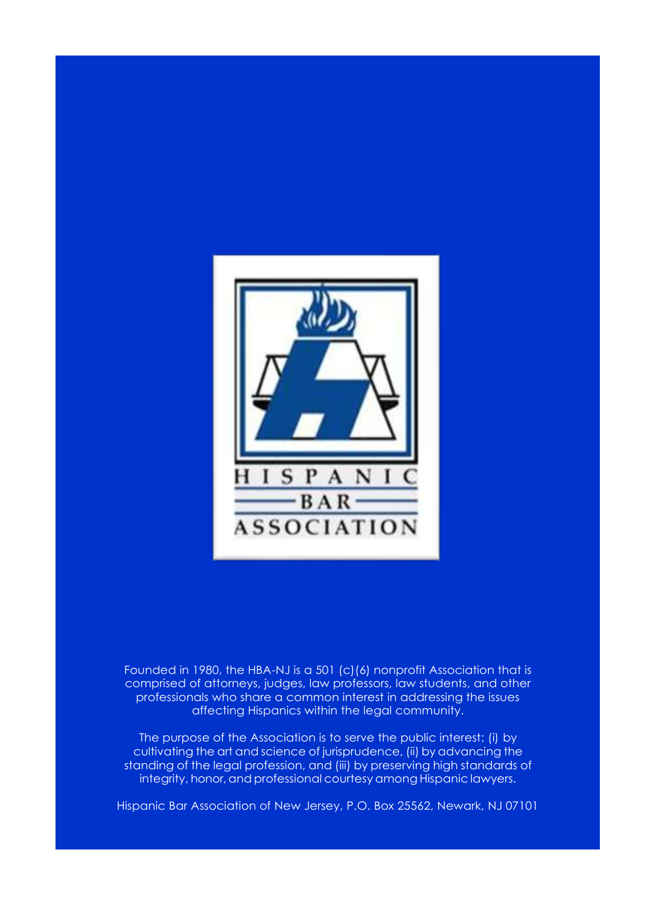HISPANIC
BAR
ASSOCIATION

Founded in 1980, the HBA-NJ is a 501 (c)(6) nonprofit Association that is comprised of attorneys, judges, law professors, law students, and other professionals who share a common interest in addressing the issues affecting Hispanics within the legal community.

The purpose of the Association is to serve the public interest: (i) by cultivating the art and science of jurisprudence, (ii) by advancing the standing of the legal profession, and (iii) by preserving high standards of integrity, honor, and professional courtesy among Hispanic lawyers.

Hispanic Bar Association of New Jersey, P.O. Box 25562, Newark, NJ 07101